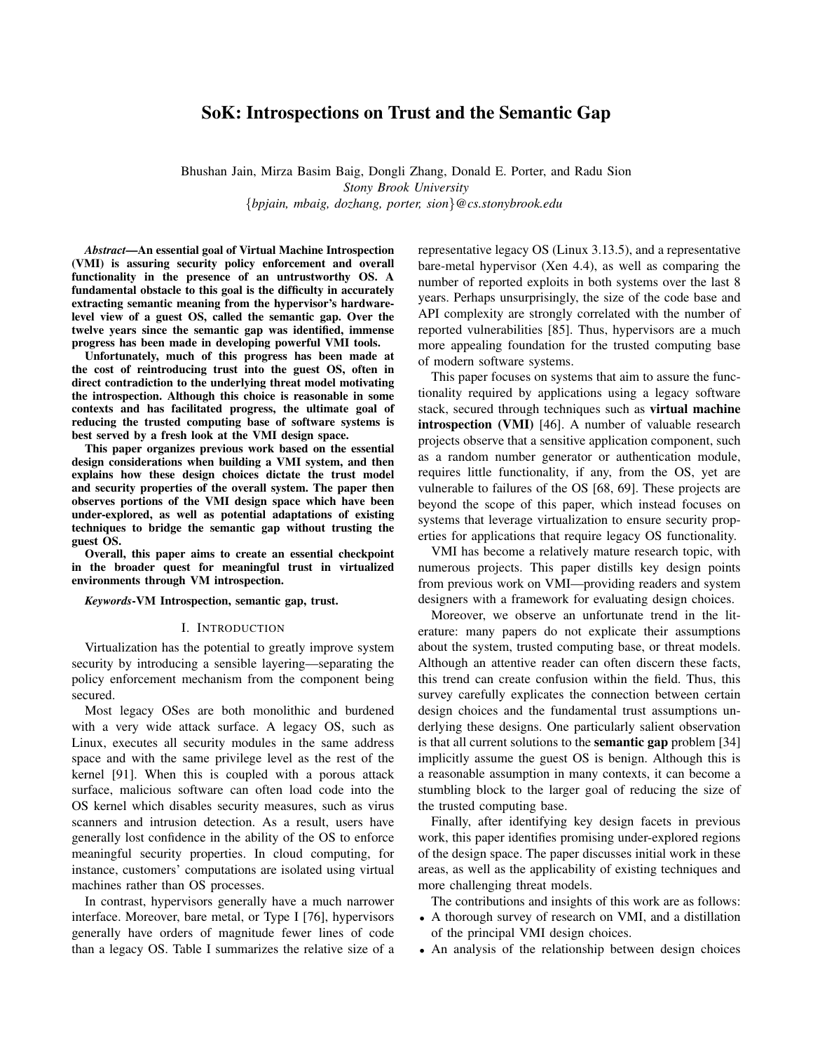# SoK: Introspections on Trust and the Semantic Gap

Bhushan Jain, Mirza Basim Baig, Dongli Zhang, Donald E. Porter, and Radu Sion
*Stony Brook University*
{*bpjain, mbaig, dozhang, porter, sion*}*@cs.stonybrook.edu*

***Abstract*—An essential goal of Virtual Machine Introspection (VMI) is assuring security policy enforcement and overall functionality in the presence of an untrustworthy OS. A fundamental obstacle to this goal is the difficulty in accurately extracting semantic meaning from the hypervisor's hardware-level view of a guest OS, called the semantic gap. Over the twelve years since the semantic gap was identified, immense progress has been made in developing powerful VMI tools.**

**Unfortunately, much of this progress has been made at the cost of reintroducing trust into the guest OS, often in direct contradiction to the underlying threat model motivating the introspection. Although this choice is reasonable in some contexts and has facilitated progress, the ultimate goal of reducing the trusted computing base of software systems is best served by a fresh look at the VMI design space.**

**This paper organizes previous work based on the essential design considerations when building a VMI system, and then explains how these design choices dictate the trust model and security properties of the overall system. The paper then observes portions of the VMI design space which have been under-explored, as well as potential adaptations of existing techniques to bridge the semantic gap without trusting the guest OS.**

**Overall, this paper aims to create an essential checkpoint in the broader quest for meaningful trust in virtualized environments through VM introspection.**

***Keywords*-VM Introspection, semantic gap, trust.**

## I. Introduction

Virtualization has the potential to greatly improve system security by introducing a sensible layering—separating the policy enforcement mechanism from the component being secured.

Most legacy OSes are both monolithic and burdened with a very wide attack surface. A legacy OS, such as Linux, executes all security modules in the same address space and with the same privilege level as the rest of the kernel [91]. When this is coupled with a porous attack surface, malicious software can often load code into the OS kernel which disables security measures, such as virus scanners and intrusion detection. As a result, users have generally lost confidence in the ability of the OS to enforce meaningful security properties. In cloud computing, for instance, customers' computations are isolated using virtual machines rather than OS processes.

In contrast, hypervisors generally have a much narrower interface. Moreover, bare metal, or Type I [76], hypervisors generally have orders of magnitude fewer lines of code than a legacy OS. Table I summarizes the relative size of a representative legacy OS (Linux 3.13.5), and a representative bare-metal hypervisor (Xen 4.4), as well as comparing the number of reported exploits in both systems over the last 8 years. Perhaps unsurprisingly, the size of the code base and API complexity are strongly correlated with the number of reported vulnerabilities [85]. Thus, hypervisors are a much more appealing foundation for the trusted computing base of modern software systems.

This paper focuses on systems that aim to assure the functionality required by applications using a legacy software stack, secured through techniques such as **virtual machine introspection (VMI)** [46]. A number of valuable research projects observe that a sensitive application component, such as a random number generator or authentication module, requires little functionality, if any, from the OS, yet are vulnerable to failures of the OS [68, 69]. These projects are beyond the scope of this paper, which instead focuses on systems that leverage virtualization to ensure security properties for applications that require legacy OS functionality.

VMI has become a relatively mature research topic, with numerous projects. This paper distills key design points from previous work on VMI—providing readers and system designers with a framework for evaluating design choices.

Moreover, we observe an unfortunate trend in the literature: many papers do not explicate their assumptions about the system, trusted computing base, or threat models. Although an attentive reader can often discern these facts, this trend can create confusion within the field. Thus, this survey carefully explicates the connection between certain design choices and the fundamental trust assumptions underlying these designs. One particularly salient observation is that all current solutions to the **semantic gap** problem [34] implicitly assume the guest OS is benign. Although this is a reasonable assumption in many contexts, it can become a stumbling block to the larger goal of reducing the size of the trusted computing base.

Finally, after identifying key design facets in previous work, this paper identifies promising under-explored regions of the design space. The paper discusses initial work in these areas, as well as the applicability of existing techniques and more challenging threat models.

The contributions and insights of this work are as follows:

- A thorough survey of research on VMI, and a distillation of the principal VMI design choices.
- An analysis of the relationship between design choices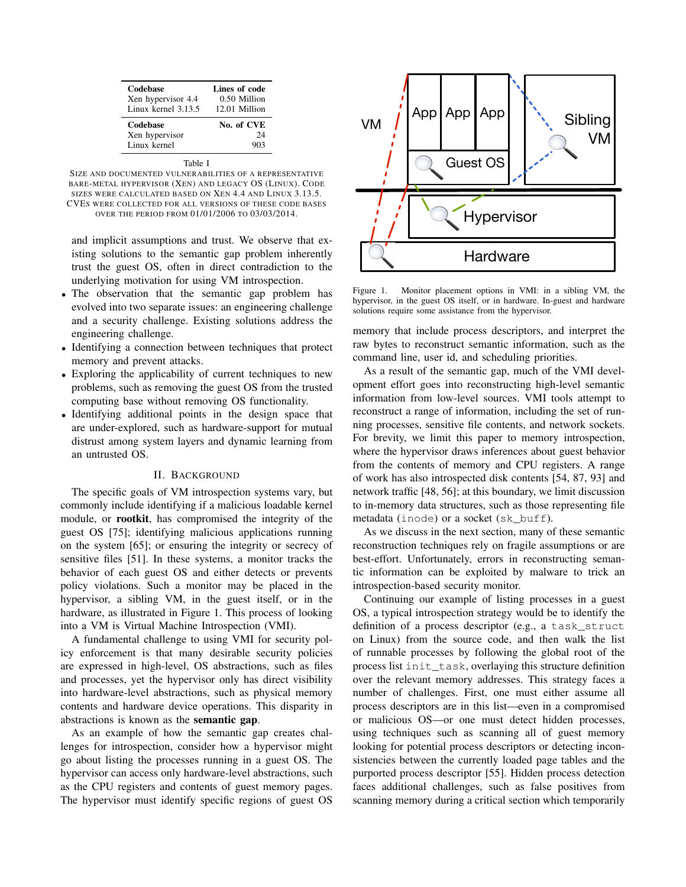| Codebase | Lines of code |
|---|---|
| Xen hypervisor 4.4 | 0.50 Million |
| Linux kernel 3.13.5 | 12.01 Million |

| Codebase | No. of CVE |
|---|---|
| Xen hypervisor | 24 |
| Linux kernel | 903 |

Table I

SIZE AND DOCUMENTED VULNERABILITIES OF A REPRESENTATIVE BARE-METAL HYPERVISOR (XEN) AND LEGACY OS (LINUX). CODE SIZES WERE CALCULATED BASED ON XEN 4.4 AND LINUX 3.13.5. CVES WERE COLLECTED FOR ALL VERSIONS OF THESE CODE BASES OVER THE PERIOD FROM 01/01/2006 TO 03/03/2014.

and implicit assumptions and trust. We observe that existing solutions to the semantic gap problem inherently trust the guest OS, often in direct contradiction to the underlying motivation for using VM introspection.

- The observation that the semantic gap problem has evolved into two separate issues: an engineering challenge and a security challenge. Existing solutions address the engineering challenge.
- Identifying a connection between techniques that protect memory and prevent attacks.
- Exploring the applicability of current techniques to new problems, such as removing the guest OS from the trusted computing base without removing OS functionality.
- Identifying additional points in the design space that are under-explored, such as hardware-support for mutual distrust among system layers and dynamic learning from an untrusted OS.

## II. BACKGROUND

The specific goals of VM introspection systems vary, but commonly include identifying if a malicious loadable kernel module, or **rootkit**, has compromised the integrity of the guest OS [75]; identifying malicious applications running on the system [65]; or ensuring the integrity or secrecy of sensitive files [51]. In these systems, a monitor tracks the behavior of each guest OS and either detects or prevents policy violations. Such a monitor may be placed in the hypervisor, a sibling VM, in the guest itself, or in the hardware, as illustrated in Figure 1. This process of looking into a VM is Virtual Machine Introspection (VMI).

A fundamental challenge to using VMI for security policy enforcement is that many desirable security policies are expressed in high-level, OS abstractions, such as files and processes, yet the hypervisor only has direct visibility into hardware-level abstractions, such as physical memory contents and hardware device operations. This disparity in abstractions is known as the **semantic gap**.

As an example of how the semantic gap creates challenges for introspection, consider how a hypervisor might go about listing the processes running in a guest OS. The hypervisor can access only hardware-level abstractions, such as the CPU registers and contents of guest memory pages. The hypervisor must identify specific regions of guest OS memory that include process descriptors, and interpret the raw bytes to reconstruct semantic information, such as the command line, user id, and scheduling priorities.

Figure 1. Monitor placement options in VMI: in a sibling VM, the hypervisor, in the guest OS itself, or in hardware. In-guest and hardware solutions require some assistance from the hypervisor.

As a result of the semantic gap, much of the VMI development effort goes into reconstructing high-level semantic information from low-level sources. VMI tools attempt to reconstruct a range of information, including the set of running processes, sensitive file contents, and network sockets. For brevity, we limit this paper to memory introspection, where the hypervisor draws inferences about guest behavior from the contents of memory and CPU registers. A range of work has also introspected disk contents [54, 87, 93] and network traffic [48, 56]; at this boundary, we limit discussion to in-memory data structures, such as those representing file metadata (`inode`) or a socket (`sk_buff`).

As we discuss in the next section, many of these semantic reconstruction techniques rely on fragile assumptions or are best-effort. Unfortunately, errors in reconstructing semantic information can be exploited by malware to trick an introspection-based security monitor.

Continuing our example of listing processes in a guest OS, a typical introspection strategy would be to identify the definition of a process descriptor (e.g., a `task_struct` on Linux) from the source code, and then walk the list of runnable processes by following the global root of the process list `init_task`, overlaying this structure definition over the relevant memory addresses. This strategy faces a number of challenges. First, one must either assume all process descriptors are in this list—even in a compromised or malicious OS—or one must detect hidden processes, using techniques such as scanning all of guest memory looking for potential process descriptors or detecting inconsistencies between the currently loaded page tables and the purported process descriptor [55]. Hidden process detection faces additional challenges, such as false positives from scanning memory during a critical section which temporarily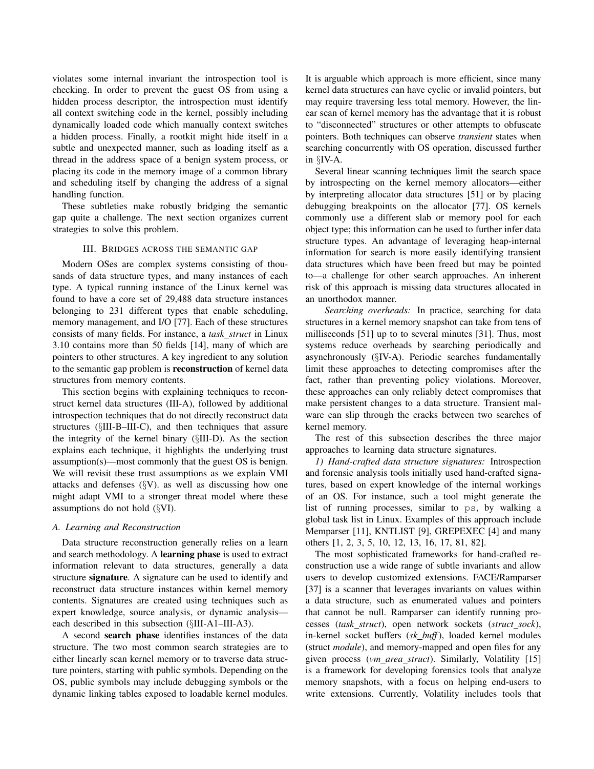violates some internal invariant the introspection tool is checking. In order to prevent the guest OS from using a hidden process descriptor, the introspection must identify all context switching code in the kernel, possibly including dynamically loaded code which manually context switches a hidden process. Finally, a rootkit might hide itself in a subtle and unexpected manner, such as loading itself as a thread in the address space of a benign system process, or placing its code in the memory image of a common library and scheduling itself by changing the address of a signal handling function.

These subtleties make robustly bridging the semantic gap quite a challenge. The next section organizes current strategies to solve this problem.

## III. Bridges across the semantic gap

Modern OSes are complex systems consisting of thousands of data structure types, and many instances of each type. A typical running instance of the Linux kernel was found to have a core set of 29,488 data structure instances belonging to 231 different types that enable scheduling, memory management, and I/O [77]. Each of these structures consists of many fields. For instance, a *task_struct* in Linux 3.10 contains more than 50 fields [14], many of which are pointers to other structures. A key ingredient to any solution to the semantic gap problem is **reconstruction** of kernel data structures from memory contents.

This section begins with explaining techniques to reconstruct kernel data structures (III-A), followed by additional introspection techniques that do not directly reconstruct data structures (§III-B–III-C), and then techniques that assure the integrity of the kernel binary (§III-D). As the section explains each technique, it highlights the underlying trust assumption(s)—most commonly that the guest OS is benign. We will revisit these trust assumptions as we explain VMI attacks and defenses (§V). as well as discussing how one might adapt VMI to a stronger threat model where these assumptions do not hold (§VI).

### *A. Learning and Reconstruction*

Data structure reconstruction generally relies on a learn and search methodology. A **learning phase** is used to extract information relevant to data structures, generally a data structure **signature**. A signature can be used to identify and reconstruct data structure instances within kernel memory contents. Signatures are created using techniques such as expert knowledge, source analysis, or dynamic analysis—each described in this subsection (§III-A1–III-A3).

A second **search phase** identifies instances of the data structure. The two most common search strategies are to either linearly scan kernel memory or to traverse data structure pointers, starting with public symbols. Depending on the OS, public symbols may include debugging symbols or the dynamic linking tables exposed to loadable kernel modules. It is arguable which approach is more efficient, since many kernel data structures can have cyclic or invalid pointers, but may require traversing less total memory. However, the linear scan of kernel memory has the advantage that it is robust to "disconnected" structures or other attempts to obfuscate pointers. Both techniques can observe *transient* states when searching concurrently with OS operation, discussed further in §IV-A.

Several linear scanning techniques limit the search space by introspecting on the kernel memory allocators—either by interpreting allocator data structures [51] or by placing debugging breakpoints on the allocator [77]. OS kernels commonly use a different slab or memory pool for each object type; this information can be used to further infer data structure types. An advantage of leveraging heap-internal information for search is more easily identifying transient data structures which have been freed but may be pointed to—a challenge for other search approaches. An inherent risk of this approach is missing data structures allocated in an unorthodox manner.

*Searching overheads:* In practice, searching for data structures in a kernel memory snapshot can take from tens of milliseconds [51] up to to several minutes [31]. Thus, most systems reduce overheads by searching periodically and asynchronously (§IV-A). Periodic searches fundamentally limit these approaches to detecting compromises after the fact, rather than preventing policy violations. Moreover, these approaches can only reliably detect compromises that make persistent changes to a data structure. Transient malware can slip through the cracks between two searches of kernel memory.

The rest of this subsection describes the three major approaches to learning data structure signatures.

*1) Hand-crafted data structure signatures:* Introspection and forensic analysis tools initially used hand-crafted signatures, based on expert knowledge of the internal workings of an OS. For instance, such a tool might generate the list of running processes, similar to `ps`, by walking a global task list in Linux. Examples of this approach include Memparser [11], KNTLIST [9], GREPEXEC [4] and many others [1, 2, 3, 5, 10, 12, 13, 16, 17, 81, 82].

The most sophisticated frameworks for hand-crafted reconstruction use a wide range of subtle invariants and allow users to develop customized extensions. FACE/Ramparser [37] is a scanner that leverages invariants on values within a data structure, such as enumerated values and pointers that cannot be null. Ramparser can identify running processes (*task_struct*), open network sockets (*struct_sock*), in-kernel socket buffers (*sk_buff*), loaded kernel modules (struct *module*), and memory-mapped and open files for any given process (*vm_area_struct*). Similarly, Volatility [15] is a framework for developing forensics tools that analyze memory snapshots, with a focus on helping end-users to write extensions. Currently, Volatility includes tools that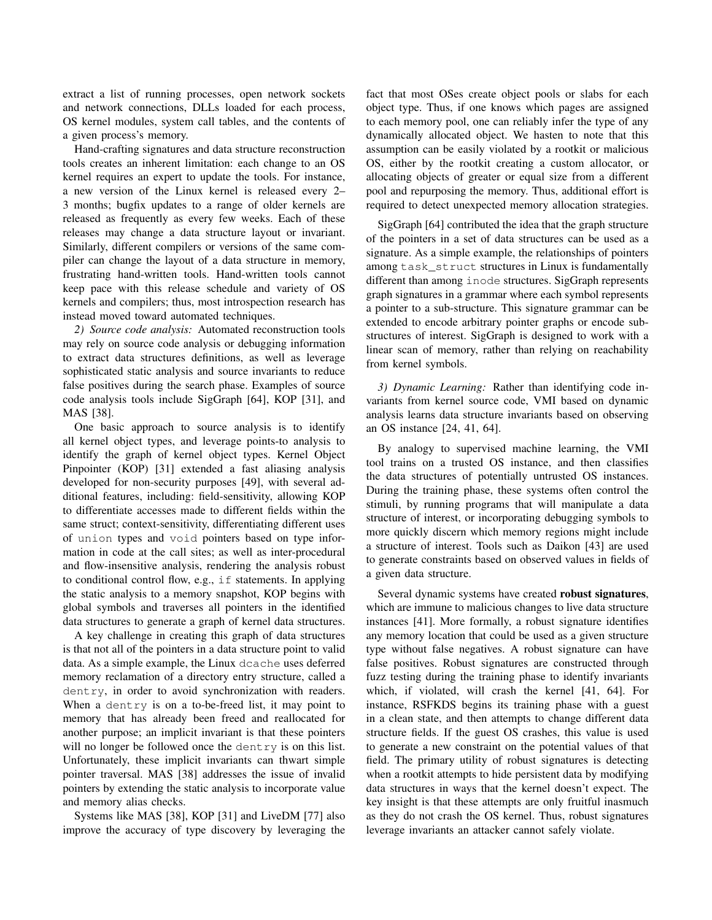extract a list of running processes, open network sockets and network connections, DLLs loaded for each process, OS kernel modules, system call tables, and the contents of a given process's memory.

Hand-crafting signatures and data structure reconstruction tools creates an inherent limitation: each change to an OS kernel requires an expert to update the tools. For instance, a new version of the Linux kernel is released every 2–3 months; bugfix updates to a range of older kernels are released as frequently as every few weeks. Each of these releases may change a data structure layout or invariant. Similarly, different compilers or versions of the same compiler can change the layout of a data structure in memory, frustrating hand-written tools. Hand-written tools cannot keep pace with this release schedule and variety of OS kernels and compilers; thus, most introspection research has instead moved toward automated techniques.

*2) Source code analysis:* Automated reconstruction tools may rely on source code analysis or debugging information to extract data structures definitions, as well as leverage sophisticated static analysis and source invariants to reduce false positives during the search phase. Examples of source code analysis tools include SigGraph [64], KOP [31], and MAS [38].

One basic approach to source analysis is to identify all kernel object types, and leverage points-to analysis to identify the graph of kernel object types. Kernel Object Pinpointer (KOP) [31] extended a fast aliasing analysis developed for non-security purposes [49], with several additional features, including: field-sensitivity, allowing KOP to differentiate accesses made to different fields within the same struct; context-sensitivity, differentiating different uses of `union` types and `void` pointers based on type information in code at the call sites; as well as inter-procedural and flow-insensitive analysis, rendering the analysis robust to conditional control flow, e.g., `if` statements. In applying the static analysis to a memory snapshot, KOP begins with global symbols and traverses all pointers in the identified data structures to generate a graph of kernel data structures.

A key challenge in creating this graph of data structures is that not all of the pointers in a data structure point to valid data. As a simple example, the Linux `dcache` uses deferred memory reclamation of a directory entry structure, called a `dentry`, in order to avoid synchronization with readers. When a `dentry` is on a to-be-freed list, it may point to memory that has already been freed and reallocated for another purpose; an implicit invariant is that these pointers will no longer be followed once the `dentry` is on this list. Unfortunately, these implicit invariants can thwart simple pointer traversal. MAS [38] addresses the issue of invalid pointers by extending the static analysis to incorporate value and memory alias checks.

Systems like MAS [38], KOP [31] and LiveDM [77] also improve the accuracy of type discovery by leveraging the fact that most OSes create object pools or slabs for each object type. Thus, if one knows which pages are assigned to each memory pool, one can reliably infer the type of any dynamically allocated object. We hasten to note that this assumption can be easily violated by a rootkit or malicious OS, either by the rootkit creating a custom allocator, or allocating objects of greater or equal size from a different pool and repurposing the memory. Thus, additional effort is required to detect unexpected memory allocation strategies.

SigGraph [64] contributed the idea that the graph structure of the pointers in a set of data structures can be used as a signature. As a simple example, the relationships of pointers among `task_struct` structures in Linux is fundamentally different than among `inode` structures. SigGraph represents graph signatures in a grammar where each symbol represents a pointer to a sub-structure. This signature grammar can be extended to encode arbitrary pointer graphs or encode sub-structures of interest. SigGraph is designed to work with a linear scan of memory, rather than relying on reachability from kernel symbols.

*3) Dynamic Learning:* Rather than identifying code invariants from kernel source code, VMI based on dynamic analysis learns data structure invariants based on observing an OS instance [24, 41, 64].

By analogy to supervised machine learning, the VMI tool trains on a trusted OS instance, and then classifies the data structures of potentially untrusted OS instances. During the training phase, these systems often control the stimuli, by running programs that will manipulate a data structure of interest, or incorporating debugging symbols to more quickly discern which memory regions might include a structure of interest. Tools such as Daikon [43] are used to generate constraints based on observed values in fields of a given data structure.

Several dynamic systems have created **robust signatures**, which are immune to malicious changes to live data structure instances [41]. More formally, a robust signature identifies any memory location that could be used as a given structure type without false negatives. A robust signature can have false positives. Robust signatures are constructed through fuzz testing during the training phase to identify invariants which, if violated, will crash the kernel [41, 64]. For instance, RSFKDS begins its training phase with a guest in a clean state, and then attempts to change different data structure fields. If the guest OS crashes, this value is used to generate a new constraint on the potential values of that field. The primary utility of robust signatures is detecting when a rootkit attempts to hide persistent data by modifying data structures in ways that the kernel doesn't expect. The key insight is that these attempts are only fruitful inasmuch as they do not crash the OS kernel. Thus, robust signatures leverage invariants an attacker cannot safely violate.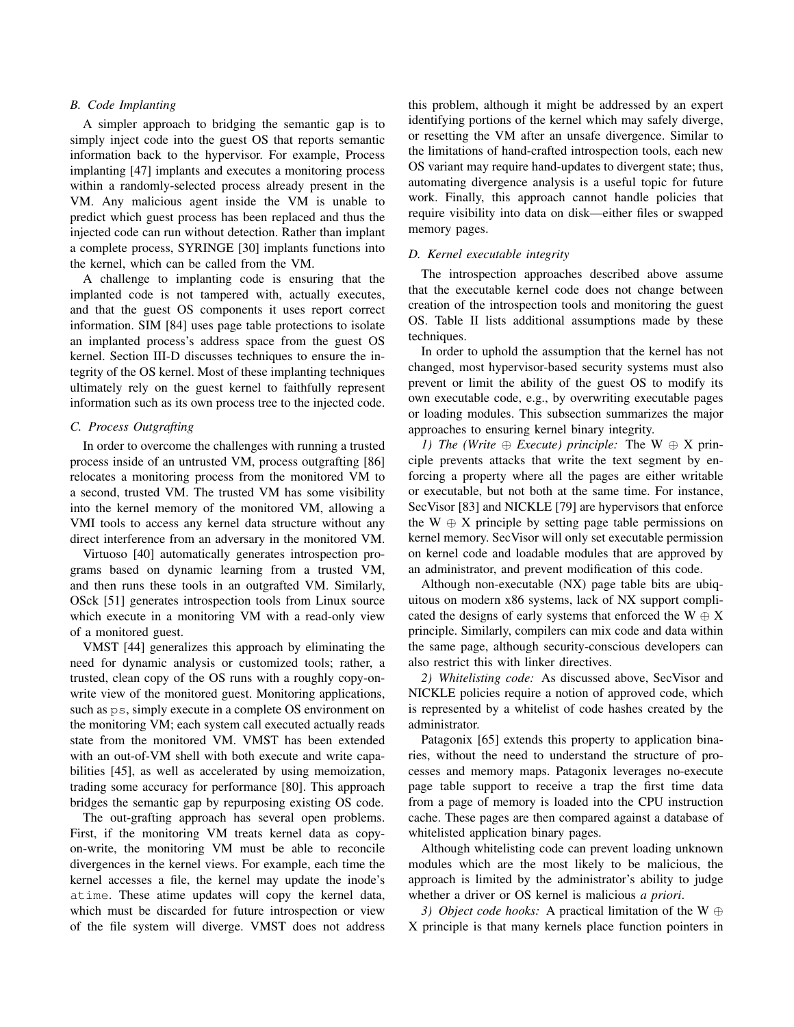### B. Code Implanting

A simpler approach to bridging the semantic gap is to simply inject code into the guest OS that reports semantic information back to the hypervisor. For example, Process implanting [47] implants and executes a monitoring process within a randomly-selected process already present in the VM. Any malicious agent inside the VM is unable to predict which guest process has been replaced and thus the injected code can run without detection. Rather than implant a complete process, SYRINGE [30] implants functions into the kernel, which can be called from the VM.

A challenge to implanting code is ensuring that the implanted code is not tampered with, actually executes, and that the guest OS components it uses report correct information. SIM [84] uses page table protections to isolate an implanted process's address space from the guest OS kernel. Section III-D discusses techniques to ensure the integrity of the OS kernel. Most of these implanting techniques ultimately rely on the guest kernel to faithfully represent information such as its own process tree to the injected code.

### C. Process Outgrafting

In order to overcome the challenges with running a trusted process inside of an untrusted VM, process outgrafting [86] relocates a monitoring process from the monitored VM to a second, trusted VM. The trusted VM has some visibility into the kernel memory of the monitored VM, allowing a VMI tools to access any kernel data structure without any direct interference from an adversary in the monitored VM.

Virtuoso [40] automatically generates introspection programs based on dynamic learning from a trusted VM, and then runs these tools in an outgrafted VM. Similarly, OSck [51] generates introspection tools from Linux source which execute in a monitoring VM with a read-only view of a monitored guest.

VMST [44] generalizes this approach by eliminating the need for dynamic analysis or customized tools; rather, a trusted, clean copy of the OS runs with a roughly copy-on-write view of the monitored guest. Monitoring applications, such as `ps`, simply execute in a complete OS environment on the monitoring VM; each system call executed actually reads state from the monitored VM. VMST has been extended with an out-of-VM shell with both execute and write capabilities [45], as well as accelerated by using memoization, trading some accuracy for performance [80]. This approach bridges the semantic gap by repurposing existing OS code.

The out-grafting approach has several open problems. First, if the monitoring VM treats kernel data as copy-on-write, the monitoring VM must be able to reconcile divergences in the kernel views. For example, each time the kernel accesses a file, the kernel may update the inode's `atime`. These atime updates will copy the kernel data, which must be discarded for future introspection or view of the file system will diverge. VMST does not address this problem, although it might be addressed by an expert identifying portions of the kernel which may safely diverge, or resetting the VM after an unsafe divergence. Similar to the limitations of hand-crafted introspection tools, each new OS variant may require hand-updates to divergent state; thus, automating divergence analysis is a useful topic for future work. Finally, this approach cannot handle policies that require visibility into data on disk—either files or swapped memory pages.

### D. Kernel executable integrity

The introspection approaches described above assume that the executable kernel code does not change between creation of the introspection tools and monitoring the guest OS. Table II lists additional assumptions made by these techniques.

In order to uphold the assumption that the kernel has not changed, most hypervisor-based security systems must also prevent or limit the ability of the guest OS to modify its own executable code, e.g., by overwriting executable pages or loading modules. This subsection summarizes the major approaches to ensuring kernel binary integrity.

*1) The (Write $\oplus$ Execute) principle:* The W $\oplus$ X principle prevents attacks that write the text segment by enforcing a property where all the pages are either writable or executable, but not both at the same time. For instance, SecVisor [83] and NICKLE [79] are hypervisors that enforce the W $\oplus$ X principle by setting page table permissions on kernel memory. SecVisor will only set executable permission on kernel code and loadable modules that are approved by an administrator, and prevent modification of this code.

Although non-executable (NX) page table bits are ubiquitous on modern x86 systems, lack of NX support complicated the designs of early systems that enforced the W $\oplus$ X principle. Similarly, compilers can mix code and data within the same page, although security-conscious developers can also restrict this with linker directives.

*2) Whitelisting code:* As discussed above, SecVisor and NICKLE policies require a notion of approved code, which is represented by a whitelist of code hashes created by the administrator.

Patagonix [65] extends this property to application binaries, without the need to understand the structure of processes and memory maps. Patagonix leverages no-execute page table support to receive a trap the first time data from a page of memory is loaded into the CPU instruction cache. These pages are then compared against a database of whitelisted application binary pages.

Although whitelisting code can prevent loading unknown modules which are the most likely to be malicious, the approach is limited by the administrator's ability to judge whether a driver or OS kernel is malicious *a priori*.

*3) Object code hooks:* A practical limitation of the W $\oplus$ X principle is that many kernels place function pointers in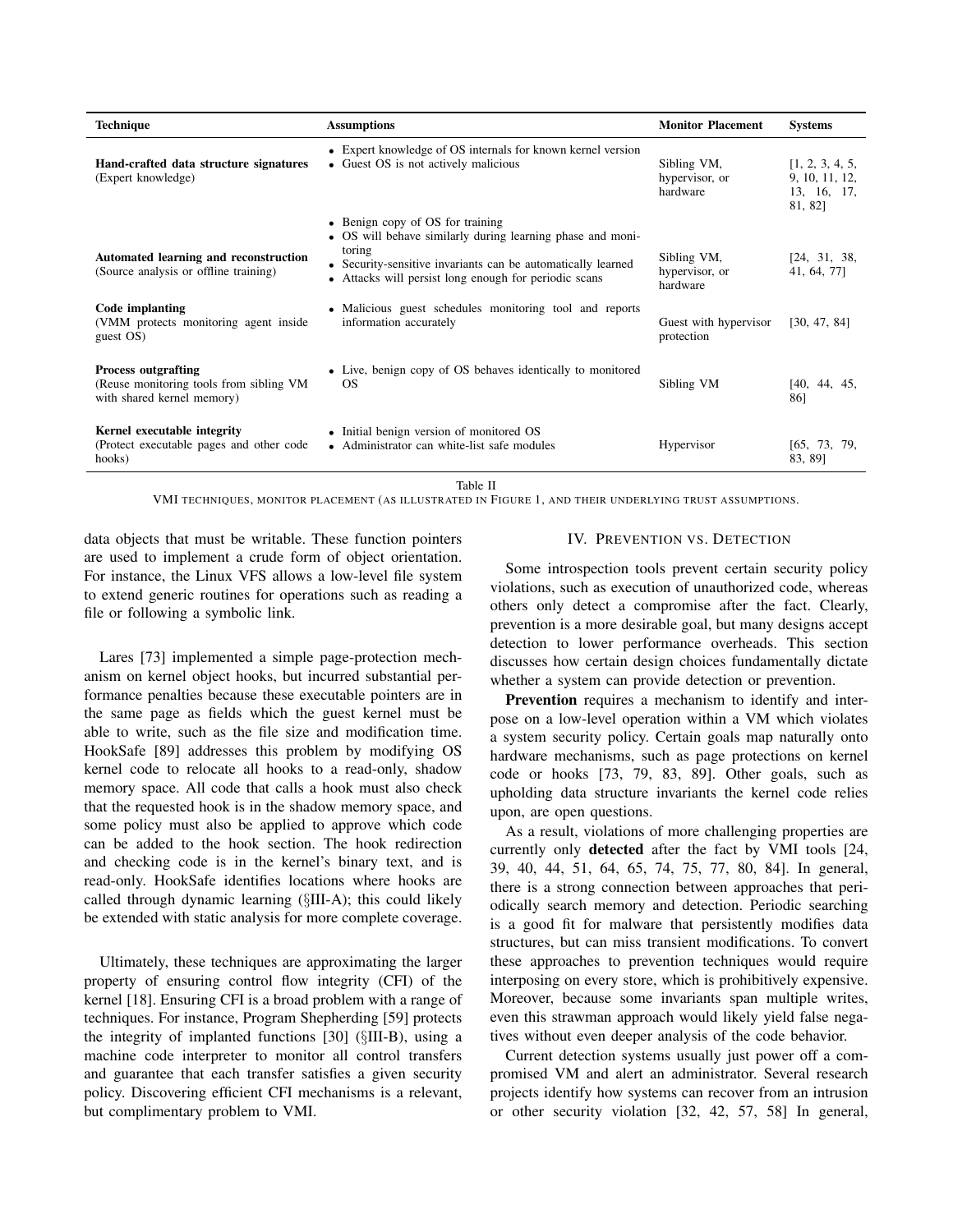| Technique | Assumptions | Monitor Placement | Systems |
| --- | --- | --- | --- |
| **Hand-crafted data structure signatures** (Expert knowledge) | • Expert knowledge of OS internals for known kernel version • Guest OS is not actively malicious | Sibling VM, hypervisor, or hardware | [1, 2, 3, 4, 5, 9, 10, 11, 12, 13, 16, 17, 81, 82] |
| **Automated learning and reconstruction** (Source analysis or offline training) | • Benign copy of OS for training • OS will behave similarly during learning phase and monitoring • Security-sensitive invariants can be automatically learned • Attacks will persist long enough for periodic scans | Sibling VM, hypervisor, or hardware | [24, 31, 38, 41, 64, 77] |
| **Code implanting** (VMM protects monitoring agent inside guest OS) | • Malicious guest schedules monitoring tool and reports information accurately | Guest with hypervisor protection | [30, 47, 84] |
| **Process outgrafting** (Reuse monitoring tools from sibling VM with shared kernel memory) | • Live, benign copy of OS behaves identically to monitored OS | Sibling VM | [40, 44, 45, 86] |
| **Kernel executable integrity** (Protect executable pages and other code hooks) | • Initial benign version of monitored OS • Administrator can white-list safe modules | Hypervisor | [65, 73, 79, 83, 89] |

Table II

VMI TECHNIQUES, MONITOR PLACEMENT (AS ILLUSTRATED IN FIGURE 1, AND THEIR UNDERLYING TRUST ASSUMPTIONS.

data objects that must be writable. These function pointers are used to implement a crude form of object orientation. For instance, the Linux VFS allows a low-level file system to extend generic routines for operations such as reading a file or following a symbolic link.

Lares [73] implemented a simple page-protection mechanism on kernel object hooks, but incurred substantial performance penalties because these executable pointers are in the same page as fields which the guest kernel must be able to write, such as the file size and modification time. HookSafe [89] addresses this problem by modifying OS kernel code to relocate all hooks to a read-only, shadow memory space. All code that calls a hook must also check that the requested hook is in the shadow memory space, and some policy must also be applied to approve which code can be added to the hook section. The hook redirection and checking code is in the kernel's binary text, and is read-only. HookSafe identifies locations where hooks are called through dynamic learning (§III-A); this could likely be extended with static analysis for more complete coverage.

Ultimately, these techniques are approximating the larger property of ensuring control flow integrity (CFI) of the kernel [18]. Ensuring CFI is a broad problem with a range of techniques. For instance, Program Shepherding [59] protects the integrity of implanted functions [30] (§III-B), using a machine code interpreter to monitor all control transfers and guarantee that each transfer satisfies a given security policy. Discovering efficient CFI mechanisms is a relevant, but complimentary problem to VMI.

## IV. Prevention vs. Detection

Some introspection tools prevent certain security policy violations, such as execution of unauthorized code, whereas others only detect a compromise after the fact. Clearly, prevention is a more desirable goal, but many designs accept detection to lower performance overheads. This section discusses how certain design choices fundamentally dictate whether a system can provide detection or prevention.

**Prevention** requires a mechanism to identify and interpose on a low-level operation within a VM which violates a system security policy. Certain goals map naturally onto hardware mechanisms, such as page protections on kernel code or hooks [73, 79, 83, 89]. Other goals, such as upholding data structure invariants the kernel code relies upon, are open questions.

As a result, violations of more challenging properties are currently only **detected** after the fact by VMI tools [24, 39, 40, 44, 51, 64, 65, 74, 75, 77, 80, 84]. In general, there is a strong connection between approaches that periodically search memory and detection. Periodic searching is a good fit for malware that persistently modifies data structures, but can miss transient modifications. To convert these approaches to prevention techniques would require interposing on every store, which is prohibitively expensive. Moreover, because some invariants span multiple writes, even this strawman approach would likely yield false negatives without even deeper analysis of the code behavior.

Current detection systems usually just power off a compromised VM and alert an administrator. Several research projects identify how systems can recover from an intrusion or other security violation [32, 42, 57, 58] In general,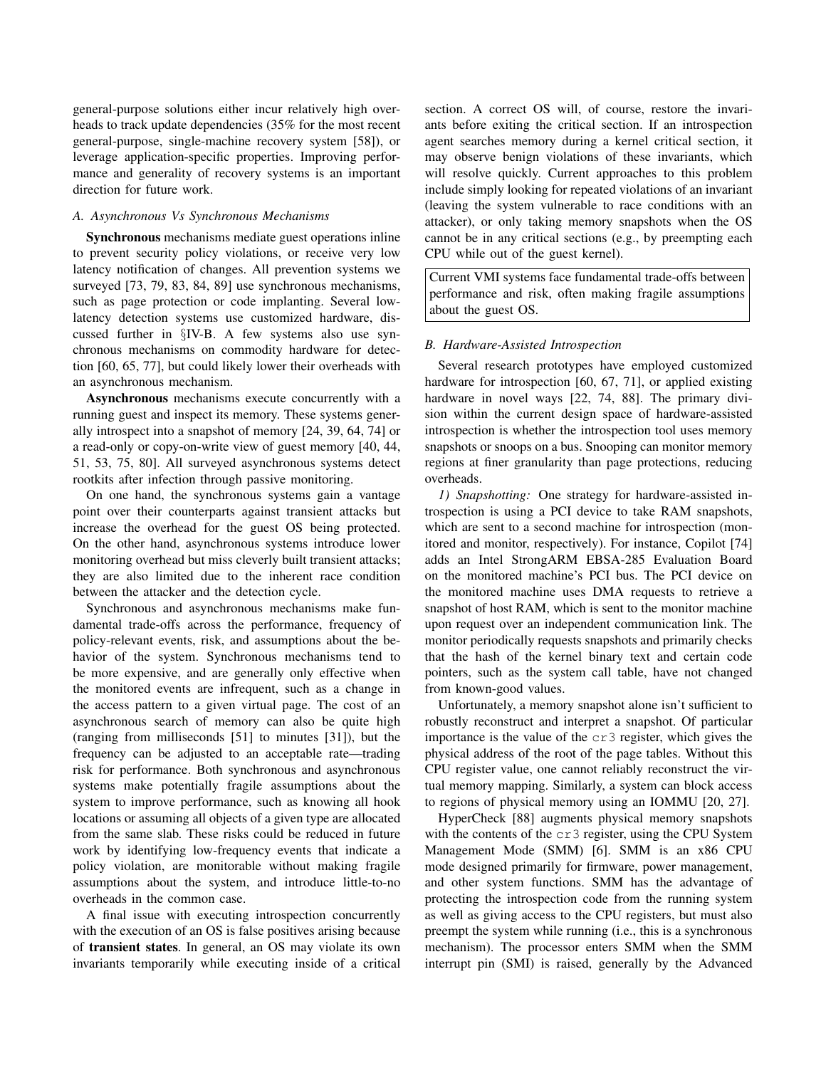general-purpose solutions either incur relatively high overheads to track update dependencies (35% for the most recent general-purpose, single-machine recovery system [58]), or leverage application-specific properties. Improving performance and generality of recovery systems is an important direction for future work.

### A. Asynchronous Vs Synchronous Mechanisms

**Synchronous** mechanisms mediate guest operations inline to prevent security policy violations, or receive very low latency notification of changes. All prevention systems we surveyed [73, 79, 83, 84, 89] use synchronous mechanisms, such as page protection or code implanting. Several low-latency detection systems use customized hardware, discussed further in §IV-B. A few systems also use synchronous mechanisms on commodity hardware for detection [60, 65, 77], but could likely lower their overheads with an asynchronous mechanism.

**Asynchronous** mechanisms execute concurrently with a running guest and inspect its memory. These systems generally introspect into a snapshot of memory [24, 39, 64, 74] or a read-only or copy-on-write view of guest memory [40, 44, 51, 53, 75, 80]. All surveyed asynchronous systems detect rootkits after infection through passive monitoring.

On one hand, the synchronous systems gain a vantage point over their counterparts against transient attacks but increase the overhead for the guest OS being protected. On the other hand, asynchronous systems introduce lower monitoring overhead but miss cleverly built transient attacks; they are also limited due to the inherent race condition between the attacker and the detection cycle.

Synchronous and asynchronous mechanisms make fundamental trade-offs across the performance, frequency of policy-relevant events, risk, and assumptions about the behavior of the system. Synchronous mechanisms tend to be more expensive, and are generally only effective when the monitored events are infrequent, such as a change in the access pattern to a given virtual page. The cost of an asynchronous search of memory can also be quite high (ranging from milliseconds [51] to minutes [31]), but the frequency can be adjusted to an acceptable rate—trading risk for performance. Both synchronous and asynchronous systems make potentially fragile assumptions about the system to improve performance, such as knowing all hook locations or assuming all objects of a given type are allocated from the same slab. These risks could be reduced in future work by identifying low-frequency events that indicate a policy violation, are monitorable without making fragile assumptions about the system, and introduce little-to-no overheads in the common case.

A final issue with executing introspection concurrently with the execution of an OS is false positives arising because of **transient states**. In general, an OS may violate its own invariants temporarily while executing inside of a critical section. A correct OS will, of course, restore the invariants before exiting the critical section. If an introspection agent searches memory during a kernel critical section, it may observe benign violations of these invariants, which will resolve quickly. Current approaches to this problem include simply looking for repeated violations of an invariant (leaving the system vulnerable to race conditions with an attacker), or only taking memory snapshots when the OS cannot be in any critical sections (e.g., by preempting each CPU while out of the guest kernel).

> Current VMI systems face fundamental trade-offs between performance and risk, often making fragile assumptions about the guest OS.

### B. Hardware-Assisted Introspection

Several research prototypes have employed customized hardware for introspection [60, 67, 71], or applied existing hardware in novel ways [22, 74, 88]. The primary division within the current design space of hardware-assisted introspection is whether the introspection tool uses memory snapshots or snoops on a bus. Snooping can monitor memory regions at finer granularity than page protections, reducing overheads.

*1) Snapshotting:* One strategy for hardware-assisted introspection is using a PCI device to take RAM snapshots, which are sent to a second machine for introspection (monitored and monitor, respectively). For instance, Copilot [74] adds an Intel StrongARM EBSA-285 Evaluation Board on the monitored machine's PCI bus. The PCI device on the monitored machine uses DMA requests to retrieve a snapshot of host RAM, which is sent to the monitor machine upon request over an independent communication link. The monitor periodically requests snapshots and primarily checks that the hash of the kernel binary text and certain code pointers, such as the system call table, have not changed from known-good values.

Unfortunately, a memory snapshot alone isn't sufficient to robustly reconstruct and interpret a snapshot. Of particular importance is the value of the `cr3` register, which gives the physical address of the root of the page tables. Without this CPU register value, one cannot reliably reconstruct the virtual memory mapping. Similarly, a system can block access to regions of physical memory using an IOMMU [20, 27].

HyperCheck [88] augments physical memory snapshots with the contents of the `cr3` register, using the CPU System Management Mode (SMM) [6]. SMM is an x86 CPU mode designed primarily for firmware, power management, and other system functions. SMM has the advantage of protecting the introspection code from the running system as well as giving access to the CPU registers, but must also preempt the system while running (i.e., this is a synchronous mechanism). The processor enters SMM when the SMM interrupt pin (SMI) is raised, generally by the Advanced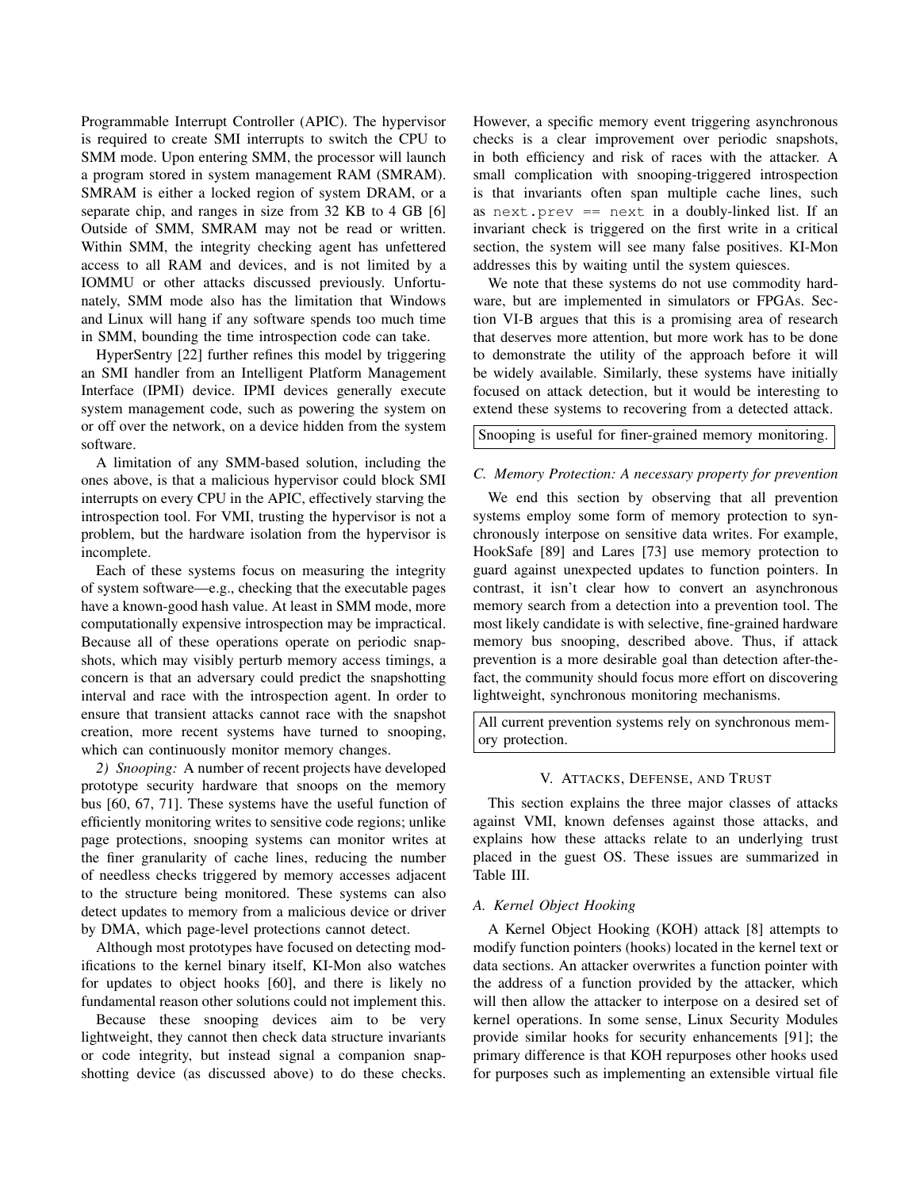Programmable Interrupt Controller (APIC). The hypervisor is required to create SMI interrupts to switch the CPU to SMM mode. Upon entering SMM, the processor will launch a program stored in system management RAM (SMRAM). SMRAM is either a locked region of system DRAM, or a separate chip, and ranges in size from 32 KB to 4 GB [6] Outside of SMM, SMRAM may not be read or written. Within SMM, the integrity checking agent has unfettered access to all RAM and devices, and is not limited by a IOMMU or other attacks discussed previously. Unfortunately, SMM mode also has the limitation that Windows and Linux will hang if any software spends too much time in SMM, bounding the time introspection code can take.

HyperSentry [22] further refines this model by triggering an SMI handler from an Intelligent Platform Management Interface (IPMI) device. IPMI devices generally execute system management code, such as powering the system on or off over the network, on a device hidden from the system software.

A limitation of any SMM-based solution, including the ones above, is that a malicious hypervisor could block SMI interrupts on every CPU in the APIC, effectively starving the introspection tool. For VMI, trusting the hypervisor is not a problem, but the hardware isolation from the hypervisor is incomplete.

Each of these systems focus on measuring the integrity of system software—e.g., checking that the executable pages have a known-good hash value. At least in SMM mode, more computationally expensive introspection may be impractical. Because all of these operations operate on periodic snapshots, which may visibly perturb memory access timings, a concern is that an adversary could predict the snapshotting interval and race with the introspection agent. In order to ensure that transient attacks cannot race with the snapshot creation, more recent systems have turned to snooping, which can continuously monitor memory changes.

*2) Snooping:* A number of recent projects have developed prototype security hardware that snoops on the memory bus [60, 67, 71]. These systems have the useful function of efficiently monitoring writes to sensitive code regions; unlike page protections, snooping systems can monitor writes at the finer granularity of cache lines, reducing the number of needless checks triggered by memory accesses adjacent to the structure being monitored. These systems can also detect updates to memory from a malicious device or driver by DMA, which page-level protections cannot detect.

Although most prototypes have focused on detecting modifications to the kernel binary itself, KI-Mon also watches for updates to object hooks [60], and there is likely no fundamental reason other solutions could not implement this.

Because these snooping devices aim to be very lightweight, they cannot then check data structure invariants or code integrity, but instead signal a companion snapshotting device (as discussed above) to do these checks. However, a specific memory event triggering asynchronous checks is a clear improvement over periodic snapshots, in both efficiency and risk of races with the attacker. A small complication with snooping-triggered introspection is that invariants often span multiple cache lines, such as `next.prev == next` in a doubly-linked list. If an invariant check is triggered on the first write in a critical section, the system will see many false positives. KI-Mon addresses this by waiting until the system quiesces.

We note that these systems do not use commodity hardware, but are implemented in simulators or FPGAs. Section VI-B argues that this is a promising area of research that deserves more attention, but more work has to be done to demonstrate the utility of the approach before it will be widely available. Similarly, these systems have initially focused on attack detection, but it would be interesting to extend these systems to recovering from a detected attack.

| Snooping is useful for finer-grained memory monitoring. |
|---|

### C. Memory Protection: A necessary property for prevention

We end this section by observing that all prevention systems employ some form of memory protection to synchronously interpose on sensitive data writes. For example, HookSafe [89] and Lares [73] use memory protection to guard against unexpected updates to function pointers. In contrast, it isn't clear how to convert an asynchronous memory search from a detection into a prevention tool. The most likely candidate is with selective, fine-grained hardware memory bus snooping, described above. Thus, if attack prevention is a more desirable goal than detection after-the-fact, the community should focus more effort on discovering lightweight, synchronous monitoring mechanisms.

| All current prevention systems rely on synchronous memory protection. |
|---|

## V. Attacks, Defense, and Trust

This section explains the three major classes of attacks against VMI, known defenses against those attacks, and explains how these attacks relate to an underlying trust placed in the guest OS. These issues are summarized in Table III.

### A. Kernel Object Hooking

A Kernel Object Hooking (KOH) attack [8] attempts to modify function pointers (hooks) located in the kernel text or data sections. An attacker overwrites a function pointer with the address of a function provided by the attacker, which will then allow the attacker to interpose on a desired set of kernel operations. In some sense, Linux Security Modules provide similar hooks for security enhancements [91]; the primary difference is that KOH repurposes other hooks used for purposes such as implementing an extensible virtual file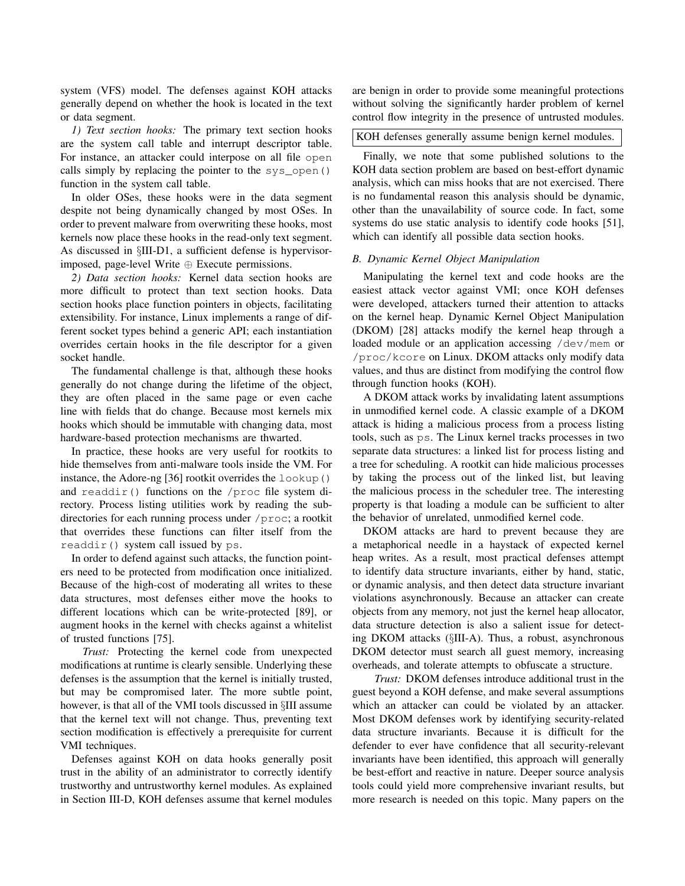system (VFS) model. The defenses against KOH attacks generally depend on whether the hook is located in the text or data segment.

*1) Text section hooks:* The primary text section hooks are the system call table and interrupt descriptor table. For instance, an attacker could interpose on all file `open` calls simply by replacing the pointer to the `sys_open()` function in the system call table.

In older OSes, these hooks were in the data segment despite not being dynamically changed by most OSes. In order to prevent malware from overwriting these hooks, most kernels now place these hooks in the read-only text segment. As discussed in §III-D1, a sufficient defense is hypervisor-imposed, page-level Write ⊕ Execute permissions.

*2) Data section hooks:* Kernel data section hooks are more difficult to protect than text section hooks. Data section hooks place function pointers in objects, facilitating extensibility. For instance, Linux implements a range of different socket types behind a generic API; each instantiation overrides certain hooks in the file descriptor for a given socket handle.

The fundamental challenge is that, although these hooks generally do not change during the lifetime of the object, they are often placed in the same page or even cache line with fields that do change. Because most kernels mix hooks which should be immutable with changing data, most hardware-based protection mechanisms are thwarted.

In practice, these hooks are very useful for rootkits to hide themselves from anti-malware tools inside the VM. For instance, the Adore-ng [36] rootkit overrides the `lookup()` and `readdir()` functions on the `/proc` file system directory. Process listing utilities work by reading the subdirectories for each running process under `/proc`; a rootkit that overrides these functions can filter itself from the `readdir()` system call issued by `ps`.

In order to defend against such attacks, the function pointers need to be protected from modification once initialized. Because of the high-cost of moderating all writes to these data structures, most defenses either move the hooks to different locations which can be write-protected [89], or augment hooks in the kernel with checks against a whitelist of trusted functions [75].

*Trust:* Protecting the kernel code from unexpected modifications at runtime is clearly sensible. Underlying these defenses is the assumption that the kernel is initially trusted, but may be compromised later. The more subtle point, however, is that all of the VMI tools discussed in §III assume that the kernel text will not change. Thus, preventing text section modification is effectively a prerequisite for current VMI techniques.

Defenses against KOH on data hooks generally posit trust in the ability of an administrator to correctly identify trustworthy and untrustworthy kernel modules. As explained in Section III-D, KOH defenses assume that kernel modules are benign in order to provide some meaningful protections without solving the significantly harder problem of kernel control flow integrity in the presence of untrusted modules.

| KOH defenses generally assume benign kernel modules. |
|---|

Finally, we note that some published solutions to the KOH data section problem are based on best-effort dynamic analysis, which can miss hooks that are not exercised. There is no fundamental reason this analysis should be dynamic, other than the unavailability of source code. In fact, some systems do use static analysis to identify code hooks [51], which can identify all possible data section hooks.

### B. Dynamic Kernel Object Manipulation

Manipulating the kernel text and code hooks are the easiest attack vector against VMI; once KOH defenses were developed, attackers turned their attention to attacks on the kernel heap. Dynamic Kernel Object Manipulation (DKOM) [28] attacks modify the kernel heap through a loaded module or an application accessing `/dev/mem` or `/proc/kcore` on Linux. DKOM attacks only modify data values, and thus are distinct from modifying the control flow through function hooks (KOH).

A DKOM attack works by invalidating latent assumptions in unmodified kernel code. A classic example of a DKOM attack is hiding a malicious process from a process listing tools, such as `ps`. The Linux kernel tracks processes in two separate data structures: a linked list for process listing and a tree for scheduling. A rootkit can hide malicious processes by taking the process out of the linked list, but leaving the malicious process in the scheduler tree. The interesting property is that loading a module can be sufficient to alter the behavior of unrelated, unmodified kernel code.

DKOM attacks are hard to prevent because they are a metaphorical needle in a haystack of expected kernel heap writes. As a result, most practical defenses attempt to identify data structure invariants, either by hand, static, or dynamic analysis, and then detect data structure invariant violations asynchronously. Because an attacker can create objects from any memory, not just the kernel heap allocator, data structure detection is also a salient issue for detecting DKOM attacks (§III-A). Thus, a robust, asynchronous DKOM detector must search all guest memory, increasing overheads, and tolerate attempts to obfuscate a structure.

*Trust:* DKOM defenses introduce additional trust in the guest beyond a KOH defense, and make several assumptions which an attacker can could be violated by an attacker. Most DKOM defenses work by identifying security-related data structure invariants. Because it is difficult for the defender to ever have confidence that all security-relevant invariants have been identified, this approach will generally be best-effort and reactive in nature. Deeper source analysis tools could yield more comprehensive invariant results, but more research is needed on this topic. Many papers on the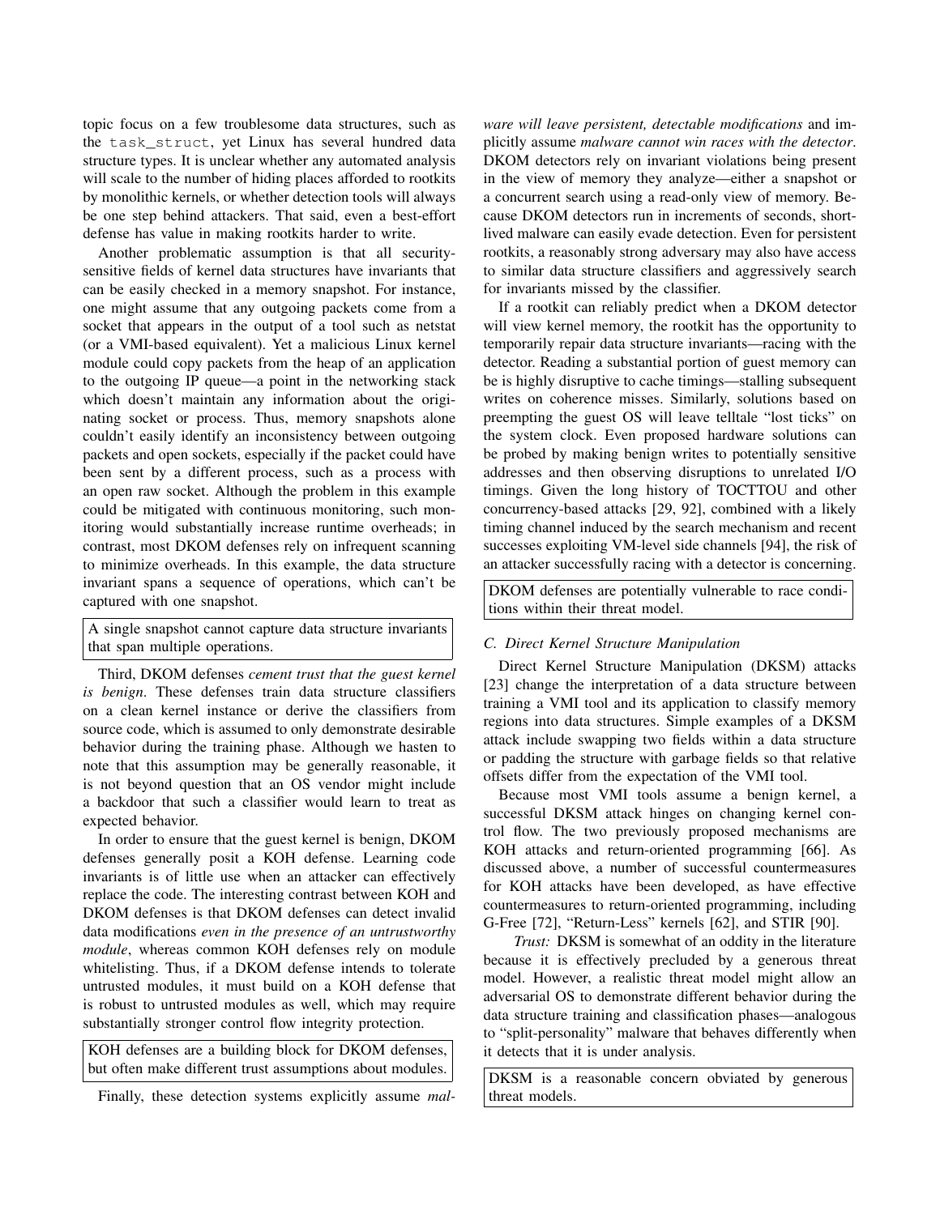topic focus on a few troublesome data structures, such as the `task_struct`, yet Linux has several hundred data structure types. It is unclear whether any automated analysis will scale to the number of hiding places afforded to rootkits by monolithic kernels, or whether detection tools will always be one step behind attackers. That said, even a best-effort defense has value in making rootkits harder to write.

Another problematic assumption is that all security-sensitive fields of kernel data structures have invariants that can be easily checked in a memory snapshot. For instance, one might assume that any outgoing packets come from a socket that appears in the output of a tool such as netstat (or a VMI-based equivalent). Yet a malicious Linux kernel module could copy packets from the heap of an application to the outgoing IP queue—a point in the networking stack which doesn't maintain any information about the originating socket or process. Thus, memory snapshots alone couldn't easily identify an inconsistency between outgoing packets and open sockets, especially if the packet could have been sent by a different process, such as a process with an open raw socket. Although the problem in this example could be mitigated with continuous monitoring, such monitoring would substantially increase runtime overheads; in contrast, most DKOM defenses rely on infrequent scanning to minimize overheads. In this example, the data structure invariant spans a sequence of operations, which can't be captured with one snapshot.

> A single snapshot cannot capture data structure invariants that span multiple operations.

Third, DKOM defenses *cement trust that the guest kernel is benign*. These defenses train data structure classifiers on a clean kernel instance or derive the classifiers from source code, which is assumed to only demonstrate desirable behavior during the training phase. Although we hasten to note that this assumption may be generally reasonable, it is not beyond question that an OS vendor might include a backdoor that such a classifier would learn to treat as expected behavior.

In order to ensure that the guest kernel is benign, DKOM defenses generally posit a KOH defense. Learning code invariants is of little use when an attacker can effectively replace the code. The interesting contrast between KOH and DKOM defenses is that DKOM defenses can detect invalid data modifications *even in the presence of an untrustworthy module*, whereas common KOH defenses rely on module whitelisting. Thus, if a DKOM defense intends to tolerate untrusted modules, it must build on a KOH defense that is robust to untrusted modules as well, which may require substantially stronger control flow integrity protection.

> KOH defenses are a building block for DKOM defenses, but often make different trust assumptions about modules.

Finally, these detection systems explicitly assume *malware will leave persistent, detectable modifications* and implicitly assume *malware cannot win races with the detector*. DKOM detectors rely on invariant violations being present in the view of memory they analyze—either a snapshot or a concurrent search using a read-only view of memory. Because DKOM detectors run in increments of seconds, short-lived malware can easily evade detection. Even for persistent rootkits, a reasonably strong adversary may also have access to similar data structure classifiers and aggressively search for invariants missed by the classifier.

If a rootkit can reliably predict when a DKOM detector will view kernel memory, the rootkit has the opportunity to temporarily repair data structure invariants—racing with the detector. Reading a substantial portion of guest memory can be is highly disruptive to cache timings—stalling subsequent writes on coherence misses. Similarly, solutions based on preempting the guest OS will leave telltale "lost ticks" on the system clock. Even proposed hardware solutions can be probed by making benign writes to potentially sensitive addresses and then observing disruptions to unrelated I/O timings. Given the long history of TOCTTOU and other concurrency-based attacks [29, 92], combined with a likely timing channel induced by the search mechanism and recent successes exploiting VM-level side channels [94], the risk of an attacker successfully racing with a detector is concerning.

> DKOM defenses are potentially vulnerable to race conditions within their threat model.

### C. Direct Kernel Structure Manipulation

Direct Kernel Structure Manipulation (DKSM) attacks [23] change the interpretation of a data structure between training a VMI tool and its application to classify memory regions into data structures. Simple examples of a DKSM attack include swapping two fields within a data structure or padding the structure with garbage fields so that relative offsets differ from the expectation of the VMI tool.

Because most VMI tools assume a benign kernel, a successful DKSM attack hinges on changing kernel control flow. The two previously proposed mechanisms are KOH attacks and return-oriented programming [66]. As discussed above, a number of successful countermeasures for KOH attacks have been developed, as have effective countermeasures to return-oriented programming, including G-Free [72], "Return-Less" kernels [62], and STIR [90].

*Trust:* DKSM is somewhat of an oddity in the literature because it is effectively precluded by a generous threat model. However, a realistic threat model might allow an adversarial OS to demonstrate different behavior during the data structure training and classification phases—analogous to "split-personality" malware that behaves differently when it detects that it is under analysis.

> DKSM is a reasonable concern obviated by generous threat models.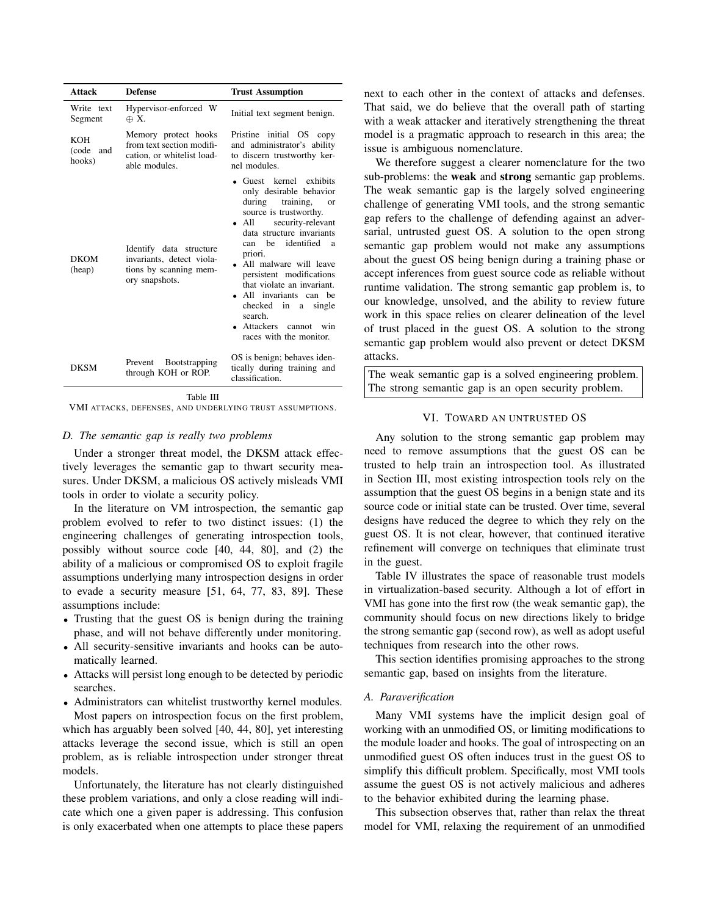| Attack | Defense | Trust Assumption |
| --- | --- | --- |
| Write text Segment | Hypervisor-enforced W $\oplus$ X. | Initial text segment benign. |
| KOH (code and hooks) | Memory protect hooks from text section modification, or whitelist loadable modules. | Pristine initial OS copy and administrator's ability to discern trustworthy kernel modules. |
| DKOM (heap) | Identify data structure invariants, detect violations by scanning memory snapshots. | • Guest kernel exhibits only desirable behavior during training, or source is trustworthy. • All security-relevant data structure invariants can be identified a priori. • All malware will leave persistent modifications that violate an invariant. • All invariants can be checked in a single search. • Attackers cannot win races with the monitor. |
| DKSM | Prevent Bootstrapping through KOH or ROP. | OS is benign; behaves identically during training and classification. |

Table III

VMI ATTACKS, DEFENSES, AND UNDERLYING TRUST ASSUMPTIONS.

### D. The semantic gap is really two problems

Under a stronger threat model, the DKSM attack effectively leverages the semantic gap to thwart security measures. Under DKSM, a malicious OS actively misleads VMI tools in order to violate a security policy.

In the literature on VM introspection, the semantic gap problem evolved to refer to two distinct issues: (1) the engineering challenges of generating introspection tools, possibly without source code [40, 44, 80], and (2) the ability of a malicious or compromised OS to exploit fragile assumptions underlying many introspection designs in order to evade a security measure [51, 64, 77, 83, 89]. These assumptions include:

- Trusting that the guest OS is benign during the training phase, and will not behave differently under monitoring.
- All security-sensitive invariants and hooks can be automatically learned.
- Attacks will persist long enough to be detected by periodic searches.
- Administrators can whitelist trustworthy kernel modules.

Most papers on introspection focus on the first problem, which has arguably been solved [40, 44, 80], yet interesting attacks leverage the second issue, which is still an open problem, as is reliable introspection under stronger threat models.

Unfortunately, the literature has not clearly distinguished these problem variations, and only a close reading will indicate which one a given paper is addressing. This confusion is only exacerbated when one attempts to place these papers next to each other in the context of attacks and defenses. That said, we do believe that the overall path of starting with a weak attacker and iteratively strengthening the threat model is a pragmatic approach to research in this area; the issue is ambiguous nomenclature.

We therefore suggest a clearer nomenclature for the two sub-problems: the **weak** and **strong** semantic gap problems. The weak semantic gap is the largely solved engineering challenge of generating VMI tools, and the strong semantic gap refers to the challenge of defending against an adversarial, untrusted guest OS. A solution to the open strong semantic gap problem would not make any assumptions about the guest OS being benign during a training phase or accept inferences from guest source code as reliable without runtime validation. The strong semantic gap problem is, to our knowledge, unsolved, and the ability to review future work in this space relies on clearer delineation of the level of trust placed in the guest OS. A solution to the strong semantic gap problem would also prevent or detect DKSM attacks.

> The weak semantic gap is a solved engineering problem. The strong semantic gap is an open security problem.

## VI. Toward an untrusted OS

Any solution to the strong semantic gap problem may need to remove assumptions that the guest OS can be trusted to help train an introspection tool. As illustrated in Section III, most existing introspection tools rely on the assumption that the guest OS begins in a benign state and its source code or initial state can be trusted. Over time, several designs have reduced the degree to which they rely on the guest OS. It is not clear, however, that continued iterative refinement will converge on techniques that eliminate trust in the guest.

Table IV illustrates the space of reasonable trust models in virtualization-based security. Although a lot of effort in VMI has gone into the first row (the weak semantic gap), the community should focus on new directions likely to bridge the strong semantic gap (second row), as well as adopt useful techniques from research into the other rows.

This section identifies promising approaches to the strong semantic gap, based on insights from the literature.

### A. Paraverification

Many VMI systems have the implicit design goal of working with an unmodified OS, or limiting modifications to the module loader and hooks. The goal of introspecting on an unmodified guest OS often induces trust in the guest OS to simplify this difficult problem. Specifically, most VMI tools assume the guest OS is not actively malicious and adheres to the behavior exhibited during the learning phase.

This subsection observes that, rather than relax the threat model for VMI, relaxing the requirement of an unmodified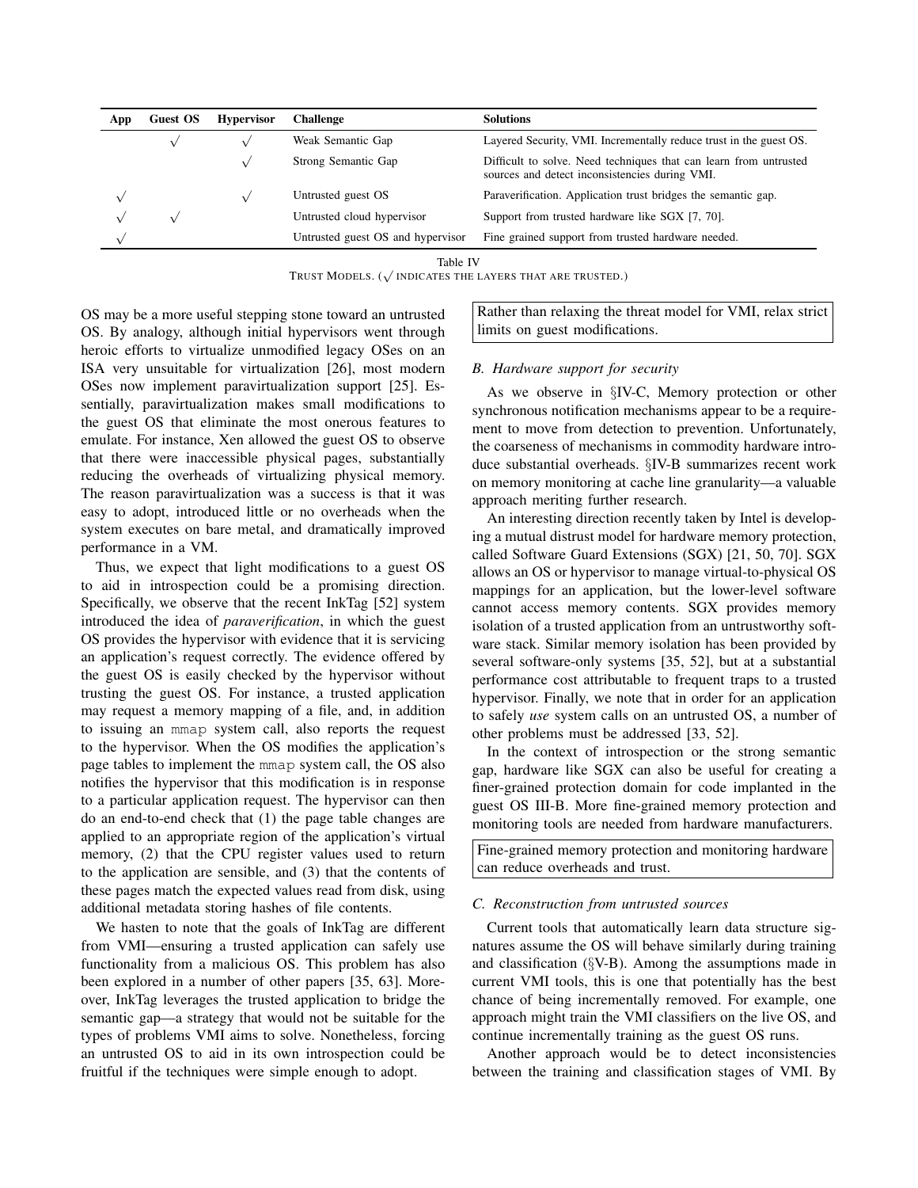| App | Guest OS | Hypervisor | Challenge | Solutions |
|---|---|---|---|---|
| | √ | √ | Weak Semantic Gap | Layered Security, VMI. Incrementally reduce trust in the guest OS. |
| | | √ | Strong Semantic Gap | Difficult to solve. Need techniques that can learn from untrusted sources and detect inconsistencies during VMI. |
| √ | | √ | Untrusted guest OS | Paraverification. Application trust bridges the semantic gap. |
| √ | √ | | Untrusted cloud hypervisor | Support from trusted hardware like SGX [7, 70]. |
| √ | | | Untrusted guest OS and hypervisor | Fine grained support from trusted hardware needed. |

Table IV
TRUST MODELS. (√ INDICATES THE LAYERS THAT ARE TRUSTED.)

OS may be a more useful stepping stone toward an untrusted OS. By analogy, although initial hypervisors went through heroic efforts to virtualize unmodified legacy OSes on an ISA very unsuitable for virtualization [26], most modern OSes now implement paravirtualization support [25]. Essentially, paravirtualization makes small modifications to the guest OS that eliminate the most onerous features to emulate. For instance, Xen allowed the guest OS to observe that there were inaccessible physical pages, substantially reducing the overheads of virtualizing physical memory. The reason paravirtualization was a success is that it was easy to adopt, introduced little or no overheads when the system executes on bare metal, and dramatically improved performance in a VM.

Thus, we expect that light modifications to a guest OS to aid in introspection could be a promising direction. Specifically, we observe that the recent InkTag [52] system introduced the idea of *paraverification*, in which the guest OS provides the hypervisor with evidence that it is servicing an application's request correctly. The evidence offered by the guest OS is easily checked by the hypervisor without trusting the guest OS. For instance, a trusted application may request a memory mapping of a file, and, in addition to issuing an `mmap` system call, also reports the request to the hypervisor. When the OS modifies the application's page tables to implement the `mmap` system call, the OS also notifies the hypervisor that this modification is in response to a particular application request. The hypervisor can then do an end-to-end check that (1) the page table changes are applied to an appropriate region of the application's virtual memory, (2) that the CPU register values used to return to the application are sensible, and (3) that the contents of these pages match the expected values read from disk, using additional metadata storing hashes of file contents.

We hasten to note that the goals of InkTag are different from VMI—ensuring a trusted application can safely use functionality from a malicious OS. This problem has also been explored in a number of other papers [35, 63]. Moreover, InkTag leverages the trusted application to bridge the semantic gap—a strategy that would not be suitable for the types of problems VMI aims to solve. Nonetheless, forcing an untrusted OS to aid in its own introspection could be fruitful if the techniques were simple enough to adopt.

> Rather than relaxing the threat model for VMI, relax strict limits on guest modifications.

### B. Hardware support for security

As we observe in §IV-C, Memory protection or other synchronous notification mechanisms appear to be a requirement to move from detection to prevention. Unfortunately, the coarseness of mechanisms in commodity hardware introduce substantial overheads. §IV-B summarizes recent work on memory monitoring at cache line granularity—a valuable approach meriting further research.

An interesting direction recently taken by Intel is developing a mutual distrust model for hardware memory protection, called Software Guard Extensions (SGX) [21, 50, 70]. SGX allows an OS or hypervisor to manage virtual-to-physical OS mappings for an application, but the lower-level software cannot access memory contents. SGX provides memory isolation of a trusted application from an untrustworthy software stack. Similar memory isolation has been provided by several software-only systems [35, 52], but at a substantial performance cost attributable to frequent traps to a trusted hypervisor. Finally, we note that in order for an application to safely *use* system calls on an untrusted OS, a number of other problems must be addressed [33, 52].

In the context of introspection or the strong semantic gap, hardware like SGX can also be useful for creating a finer-grained protection domain for code implanted in the guest OS III-B. More fine-grained memory protection and monitoring tools are needed from hardware manufacturers.

> Fine-grained memory protection and monitoring hardware can reduce overheads and trust.

### C. Reconstruction from untrusted sources

Current tools that automatically learn data structure signatures assume the OS will behave similarly during training and classification (§V-B). Among the assumptions made in current VMI tools, this is one that potentially has the best chance of being incrementally removed. For example, one approach might train the VMI classifiers on the live OS, and continue incrementally training as the guest OS runs.

Another approach would be to detect inconsistencies between the training and classification stages of VMI. By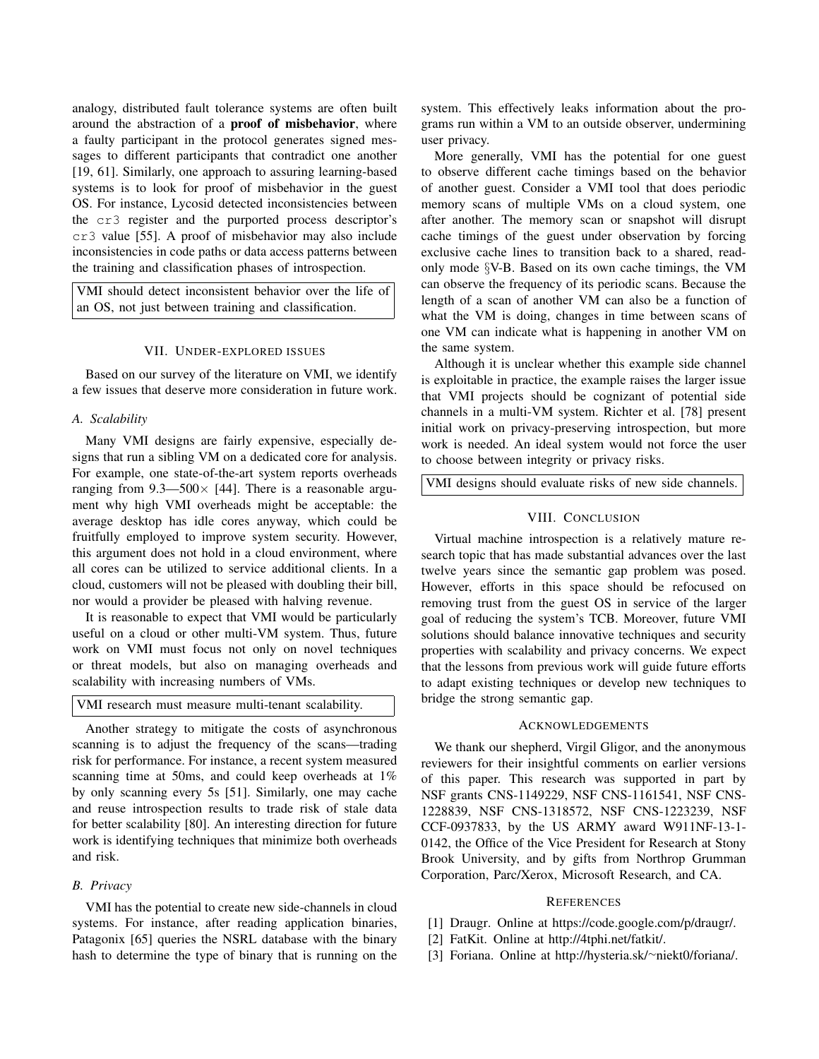analogy, distributed fault tolerance systems are often built around the abstraction of a **proof of misbehavior**, where a faulty participant in the protocol generates signed messages to different participants that contradict one another [19, 61]. Similarly, one approach to assuring learning-based systems is to look for proof of misbehavior in the guest OS. For instance, Lycosid detected inconsistencies between the `cr3` register and the purported process descriptor's `cr3` value [55]. A proof of misbehavior may also include inconsistencies in code paths or data access patterns between the training and classification phases of introspection.

> VMI should detect inconsistent behavior over the life of an OS, not just between training and classification.

## VII. Under-explored issues

Based on our survey of the literature on VMI, we identify a few issues that deserve more consideration in future work.

### A. Scalability

Many VMI designs are fairly expensive, especially designs that run a sibling VM on a dedicated core for analysis. For example, one state-of-the-art system reports overheads ranging from 9.3—500$\times$ [44]. There is a reasonable argument why high VMI overheads might be acceptable: the average desktop has idle cores anyway, which could be fruitfully employed to improve system security. However, this argument does not hold in a cloud environment, where all cores can be utilized to service additional clients. In a cloud, customers will not be pleased with doubling their bill, nor would a provider be pleased with halving revenue.

It is reasonable to expect that VMI would be particularly useful on a cloud or other multi-VM system. Thus, future work on VMI must focus not only on novel techniques or threat models, but also on managing overheads and scalability with increasing numbers of VMs.

> VMI research must measure multi-tenant scalability.

Another strategy to mitigate the costs of asynchronous scanning is to adjust the frequency of the scans—trading risk for performance. For instance, a recent system measured scanning time at 50ms, and could keep overheads at 1% by only scanning every 5s [51]. Similarly, one may cache and reuse introspection results to trade risk of stale data for better scalability [80]. An interesting direction for future work is identifying techniques that minimize both overheads and risk.

### B. Privacy

VMI has the potential to create new side-channels in cloud systems. For instance, after reading application binaries, Patagonix [65] queries the NSRL database with the binary hash to determine the type of binary that is running on the system. This effectively leaks information about the programs run within a VM to an outside observer, undermining user privacy.

More generally, VMI has the potential for one guest to observe different cache timings based on the behavior of another guest. Consider a VMI tool that does periodic memory scans of multiple VMs on a cloud system, one after another. The memory scan or snapshot will disrupt cache timings of the guest under observation by forcing exclusive cache lines to transition back to a shared, read-only mode §V-B. Based on its own cache timings, the VM can observe the frequency of its periodic scans. Because the length of a scan of another VM can also be a function of what the VM is doing, changes in time between scans of one VM can indicate what is happening in another VM on the same system.

Although it is unclear whether this example side channel is exploitable in practice, the example raises the larger issue that VMI projects should be cognizant of potential side channels in a multi-VM system. Richter et al. [78] present initial work on privacy-preserving introspection, but more work is needed. An ideal system would not force the user to choose between integrity or privacy risks.

> VMI designs should evaluate risks of new side channels.

## VIII. Conclusion

Virtual machine introspection is a relatively mature research topic that has made substantial advances over the last twelve years since the semantic gap problem was posed. However, efforts in this space should be refocused on removing trust from the guest OS in service of the larger goal of reducing the system's TCB. Moreover, future VMI solutions should balance innovative techniques and security properties with scalability and privacy concerns. We expect that the lessons from previous work will guide future efforts to adapt existing techniques or develop new techniques to bridge the strong semantic gap.

## Acknowledgements

We thank our shepherd, Virgil Gligor, and the anonymous reviewers for their insightful comments on earlier versions of this paper. This research was supported in part by NSF grants CNS-1149229, NSF CNS-1161541, NSF CNS-1228839, NSF CNS-1318572, NSF CNS-1223239, NSF CCF-0937833, by the US ARMY award W911NF-13-1-0142, the Office of the Vice President for Research at Stony Brook University, and by gifts from Northrop Grumman Corporation, Parc/Xerox, Microsoft Research, and CA.

## References

[1] Draugr. Online at https://code.google.com/p/draugr/.

[2] FatKit. Online at http://4tphi.net/fatkit/.

[3] Foriana. Online at http://hysteria.sk/~niekt0/foriana/.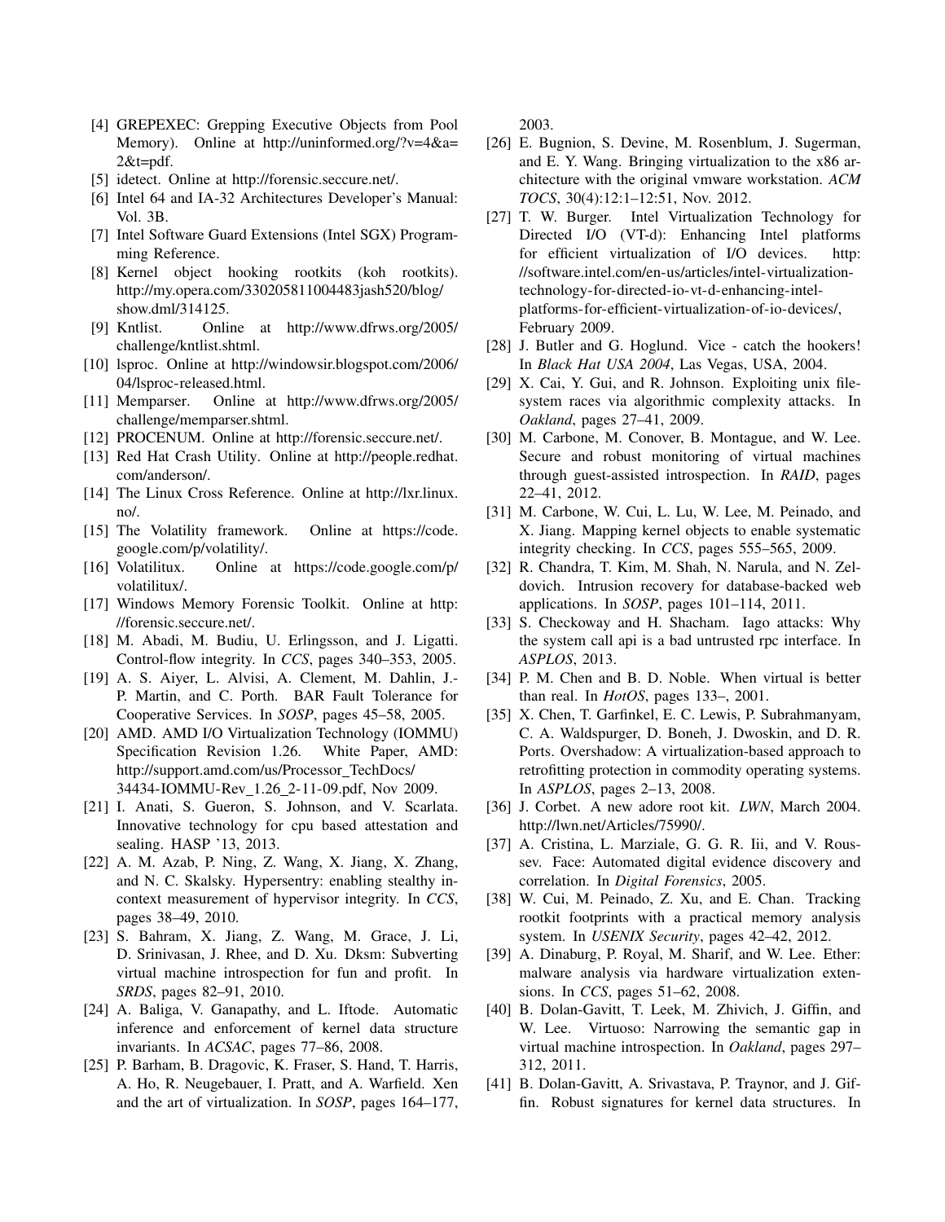[4] GREPEXEC: Grepping Executive Objects from Pool Memory). Online at http://uninformed.org/?v=4&a=2&t=pdf.

[5] idetect. Online at http://forensic.seccure.net/.

[6] Intel 64 and IA-32 Architectures Developer's Manual: Vol. 3B.

[7] Intel Software Guard Extensions (Intel SGX) Programming Reference.

[8] Kernel object hooking rootkits (koh rootkits). http://my.opera.com/330205811004483jash520/blog/show.dml/314125.

[9] Kntlist. Online at http://www.dfrws.org/2005/challenge/kntlist.shtml.

[10] lsproc. Online at http://windowsir.blogspot.com/2006/04/lsproc-released.html.

[11] Memparser. Online at http://www.dfrws.org/2005/challenge/memparser.shtml.

[12] PROCENUM. Online at http://forensic.seccure.net/.

[13] Red Hat Crash Utility. Online at http://people.redhat.com/anderson/.

[14] The Linux Cross Reference. Online at http://lxr.linux.no/.

[15] The Volatility framework. Online at https://code.google.com/p/volatility/.

[16] Volatilitux. Online at https://code.google.com/p/volatilitux/.

[17] Windows Memory Forensic Toolkit. Online at http://forensic.seccure.net/.

[18] M. Abadi, M. Budiu, U. Erlingsson, and J. Ligatti. Control-flow integrity. In *CCS*, pages 340–353, 2005.

[19] A. S. Aiyer, L. Alvisi, A. Clement, M. Dahlin, J.-P. Martin, and C. Porth. BAR Fault Tolerance for Cooperative Services. In *SOSP*, pages 45–58, 2005.

[20] AMD. AMD I/O Virtualization Technology (IOMMU) Specification Revision 1.26. White Paper, AMD: http://support.amd.com/us/Processor_TechDocs/34434-IOMMU-Rev_1.26_2-11-09.pdf, Nov 2009.

[21] I. Anati, S. Gueron, S. Johnson, and V. Scarlata. Innovative technology for cpu based attestation and sealing. HASP '13, 2013.

[22] A. M. Azab, P. Ning, Z. Wang, X. Jiang, X. Zhang, and N. C. Skalsky. Hypersentry: enabling stealthy in-context measurement of hypervisor integrity. In *CCS*, pages 38–49, 2010.

[23] S. Bahram, X. Jiang, Z. Wang, M. Grace, J. Li, D. Srinivasan, J. Rhee, and D. Xu. Dksm: Subverting virtual machine introspection for fun and profit. In *SRDS*, pages 82–91, 2010.

[24] A. Baliga, V. Ganapathy, and L. Iftode. Automatic inference and enforcement of kernel data structure invariants. In *ACSAC*, pages 77–86, 2008.

[25] P. Barham, B. Dragovic, K. Fraser, S. Hand, T. Harris, A. Ho, R. Neugebauer, I. Pratt, and A. Warfield. Xen and the art of virtualization. In *SOSP*, pages 164–177, 2003.

[26] E. Bugnion, S. Devine, M. Rosenblum, J. Sugerman, and E. Y. Wang. Bringing virtualization to the x86 architecture with the original vmware workstation. *ACM TOCS*, 30(4):12:1–12:51, Nov. 2012.

[27] T. W. Burger. Intel Virtualization Technology for Directed I/O (VT-d): Enhancing Intel platforms for efficient virtualization of I/O devices. http://software.intel.com/en-us/articles/intel-virtualization-technology-for-directed-io-vt-d-enhancing-intel-platforms-for-efficient-virtualization-of-io-devices/, February 2009.

[28] J. Butler and G. Hoglund. Vice - catch the hookers! In *Black Hat USA 2004*, Las Vegas, USA, 2004.

[29] X. Cai, Y. Gui, and R. Johnson. Exploiting unix file-system races via algorithmic complexity attacks. In *Oakland*, pages 27–41, 2009.

[30] M. Carbone, M. Conover, B. Montague, and W. Lee. Secure and robust monitoring of virtual machines through guest-assisted introspection. In *RAID*, pages 22–41, 2012.

[31] M. Carbone, W. Cui, L. Lu, W. Lee, M. Peinado, and X. Jiang. Mapping kernel objects to enable systematic integrity checking. In *CCS*, pages 555–565, 2009.

[32] R. Chandra, T. Kim, M. Shah, N. Narula, and N. Zeldovich. Intrusion recovery for database-backed web applications. In *SOSP*, pages 101–114, 2011.

[33] S. Checkoway and H. Shacham. Iago attacks: Why the system call api is a bad untrusted rpc interface. In *ASPLOS*, 2013.

[34] P. M. Chen and B. D. Noble. When virtual is better than real. In *HotOS*, pages 133–, 2001.

[35] X. Chen, T. Garfinkel, E. C. Lewis, P. Subrahmanyam, C. A. Waldspurger, D. Boneh, J. Dwoskin, and D. R. Ports. Overshadow: A virtualization-based approach to retrofitting protection in commodity operating systems. In *ASPLOS*, pages 2–13, 2008.

[36] J. Corbet. A new adore root kit. *LWN*, March 2004. http://lwn.net/Articles/75990/.

[37] A. Cristina, L. Marziale, G. G. R. Iii, and V. Roussev. Face: Automated digital evidence discovery and correlation. In *Digital Forensics*, 2005.

[38] W. Cui, M. Peinado, Z. Xu, and E. Chan. Tracking rootkit footprints with a practical memory analysis system. In *USENIX Security*, pages 42–42, 2012.

[39] A. Dinaburg, P. Royal, M. Sharif, and W. Lee. Ether: malware analysis via hardware virtualization extensions. In *CCS*, pages 51–62, 2008.

[40] B. Dolan-Gavitt, T. Leek, M. Zhivich, J. Giffin, and W. Lee. Virtuoso: Narrowing the semantic gap in virtual machine introspection. In *Oakland*, pages 297–312, 2011.

[41] B. Dolan-Gavitt, A. Srivastava, P. Traynor, and J. Giffin. Robust signatures for kernel data structures. In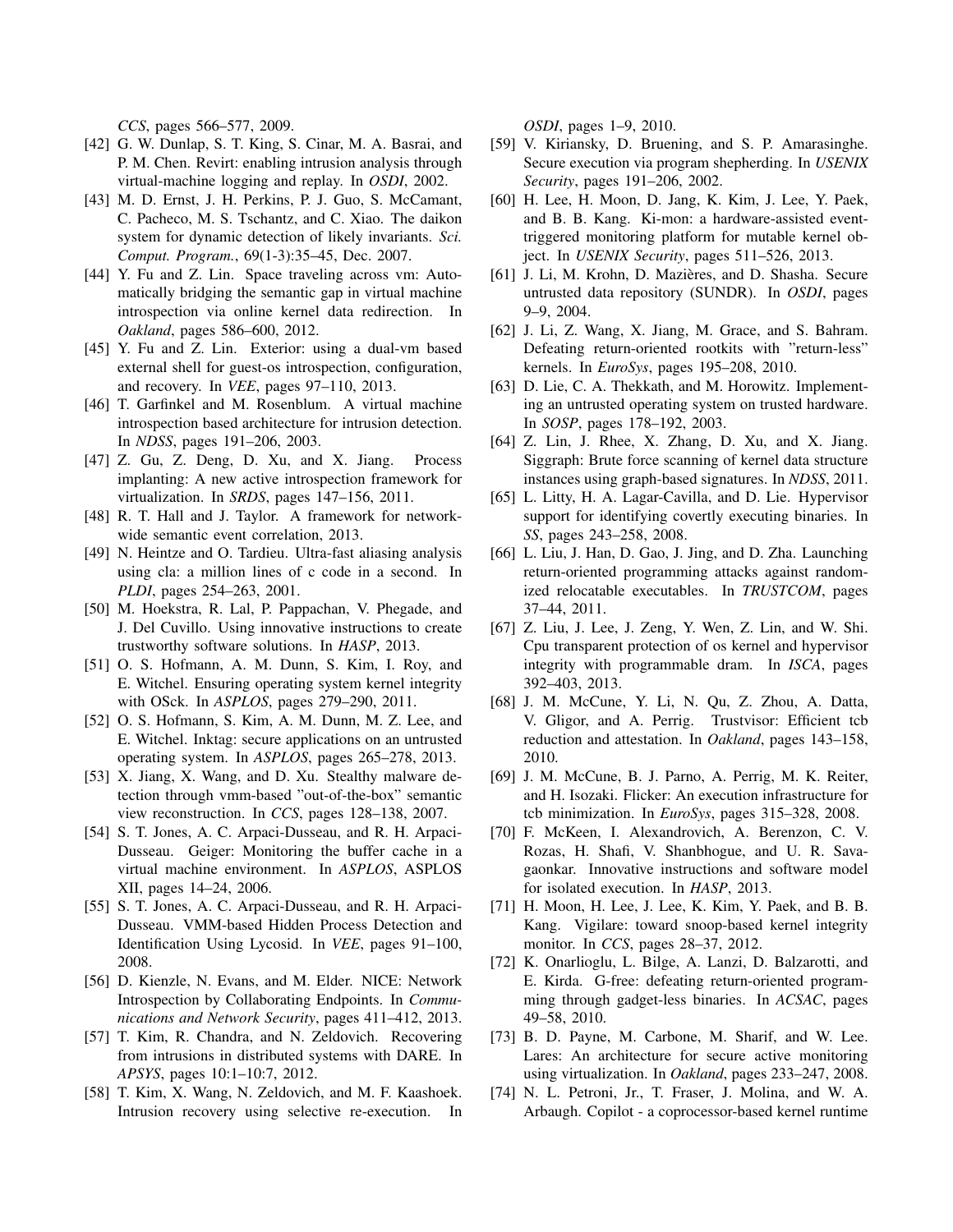*CCS*, pages 566–577, 2009.

[42] G. W. Dunlap, S. T. King, S. Cinar, M. A. Basrai, and P. M. Chen. Revirt: enabling intrusion analysis through virtual-machine logging and replay. In *OSDI*, 2002.

[43] M. D. Ernst, J. H. Perkins, P. J. Guo, S. McCamant, C. Pacheco, M. S. Tschantz, and C. Xiao. The daikon system for dynamic detection of likely invariants. *Sci. Comput. Program.*, 69(1-3):35–45, Dec. 2007.

[44] Y. Fu and Z. Lin. Space traveling across vm: Automatically bridging the semantic gap in virtual machine introspection via online kernel data redirection. In *Oakland*, pages 586–600, 2012.

[45] Y. Fu and Z. Lin. Exterior: using a dual-vm based external shell for guest-os introspection, configuration, and recovery. In *VEE*, pages 97–110, 2013.

[46] T. Garfinkel and M. Rosenblum. A virtual machine introspection based architecture for intrusion detection. In *NDSS*, pages 191–206, 2003.

[47] Z. Gu, Z. Deng, D. Xu, and X. Jiang. Process implanting: A new active introspection framework for virtualization. In *SRDS*, pages 147–156, 2011.

[48] R. T. Hall and J. Taylor. A framework for network-wide semantic event correlation, 2013.

[49] N. Heintze and O. Tardieu. Ultra-fast aliasing analysis using cla: a million lines of c code in a second. In *PLDI*, pages 254–263, 2001.

[50] M. Hoekstra, R. Lal, P. Pappachan, V. Phegade, and J. Del Cuvillo. Using innovative instructions to create trustworthy software solutions. In *HASP*, 2013.

[51] O. S. Hofmann, A. M. Dunn, S. Kim, I. Roy, and E. Witchel. Ensuring operating system kernel integrity with OSck. In *ASPLOS*, pages 279–290, 2011.

[52] O. S. Hofmann, S. Kim, A. M. Dunn, M. Z. Lee, and E. Witchel. Inktag: secure applications on an untrusted operating system. In *ASPLOS*, pages 265–278, 2013.

[53] X. Jiang, X. Wang, and D. Xu. Stealthy malware detection through vmm-based "out-of-the-box" semantic view reconstruction. In *CCS*, pages 128–138, 2007.

[54] S. T. Jones, A. C. Arpaci-Dusseau, and R. H. Arpaci-Dusseau. Geiger: Monitoring the buffer cache in a virtual machine environment. In *ASPLOS*, ASPLOS XII, pages 14–24, 2006.

[55] S. T. Jones, A. C. Arpaci-Dusseau, and R. H. Arpaci-Dusseau. VMM-based Hidden Process Detection and Identification Using Lycosid. In *VEE*, pages 91–100, 2008.

[56] D. Kienzle, N. Evans, and M. Elder. NICE: Network Introspection by Collaborating Endpoints. In *Communications and Network Security*, pages 411–412, 2013.

[57] T. Kim, R. Chandra, and N. Zeldovich. Recovering from intrusions in distributed systems with DARE. In *APSYS*, pages 10:1–10:7, 2012.

[58] T. Kim, X. Wang, N. Zeldovich, and M. F. Kaashoek. Intrusion recovery using selective re-execution. In *OSDI*, pages 1–9, 2010.

[59] V. Kiriansky, D. Bruening, and S. P. Amarasinghe. Secure execution via program shepherding. In *USENIX Security*, pages 191–206, 2002.

[60] H. Lee, H. Moon, D. Jang, K. Kim, J. Lee, Y. Paek, and B. B. Kang. Ki-mon: a hardware-assisted event-triggered monitoring platform for mutable kernel object. In *USENIX Security*, pages 511–526, 2013.

[61] J. Li, M. Krohn, D. Mazières, and D. Shasha. Secure untrusted data repository (SUNDR). In *OSDI*, pages 9–9, 2004.

[62] J. Li, Z. Wang, X. Jiang, M. Grace, and S. Bahram. Defeating return-oriented rootkits with "return-less" kernels. In *EuroSys*, pages 195–208, 2010.

[63] D. Lie, C. A. Thekkath, and M. Horowitz. Implementing an untrusted operating system on trusted hardware. In *SOSP*, pages 178–192, 2003.

[64] Z. Lin, J. Rhee, X. Zhang, D. Xu, and X. Jiang. Siggraph: Brute force scanning of kernel data structure instances using graph-based signatures. In *NDSS*, 2011.

[65] L. Litty, H. A. Lagar-Cavilla, and D. Lie. Hypervisor support for identifying covertly executing binaries. In *SS*, pages 243–258, 2008.

[66] L. Liu, J. Han, D. Gao, J. Jing, and D. Zha. Launching return-oriented programming attacks against randomized relocatable executables. In *TRUSTCOM*, pages 37–44, 2011.

[67] Z. Liu, J. Lee, J. Zeng, Y. Wen, Z. Lin, and W. Shi. Cpu transparent protection of os kernel and hypervisor integrity with programmable dram. In *ISCA*, pages 392–403, 2013.

[68] J. M. McCune, Y. Li, N. Qu, Z. Zhou, A. Datta, V. Gligor, and A. Perrig. Trustvisor: Efficient tcb reduction and attestation. In *Oakland*, pages 143–158, 2010.

[69] J. M. McCune, B. J. Parno, A. Perrig, M. K. Reiter, and H. Isozaki. Flicker: An execution infrastructure for tcb minimization. In *EuroSys*, pages 315–328, 2008.

[70] F. McKeen, I. Alexandrovich, A. Berenzon, C. V. Rozas, H. Shafi, V. Shanbhogue, and U. R. Savagaonkar. Innovative instructions and software model for isolated execution. In *HASP*, 2013.

[71] H. Moon, H. Lee, J. Lee, K. Kim, Y. Paek, and B. B. Kang. Vigilare: toward snoop-based kernel integrity monitor. In *CCS*, pages 28–37, 2012.

[72] K. Onarlioglu, L. Bilge, A. Lanzi, D. Balzarotti, and E. Kirda. G-free: defeating return-oriented programming through gadget-less binaries. In *ACSAC*, pages 49–58, 2010.

[73] B. D. Payne, M. Carbone, M. Sharif, and W. Lee. Lares: An architecture for secure active monitoring using virtualization. In *Oakland*, pages 233–247, 2008.

[74] N. L. Petroni, Jr., T. Fraser, J. Molina, and W. A. Arbaugh. Copilot - a coprocessor-based kernel runtime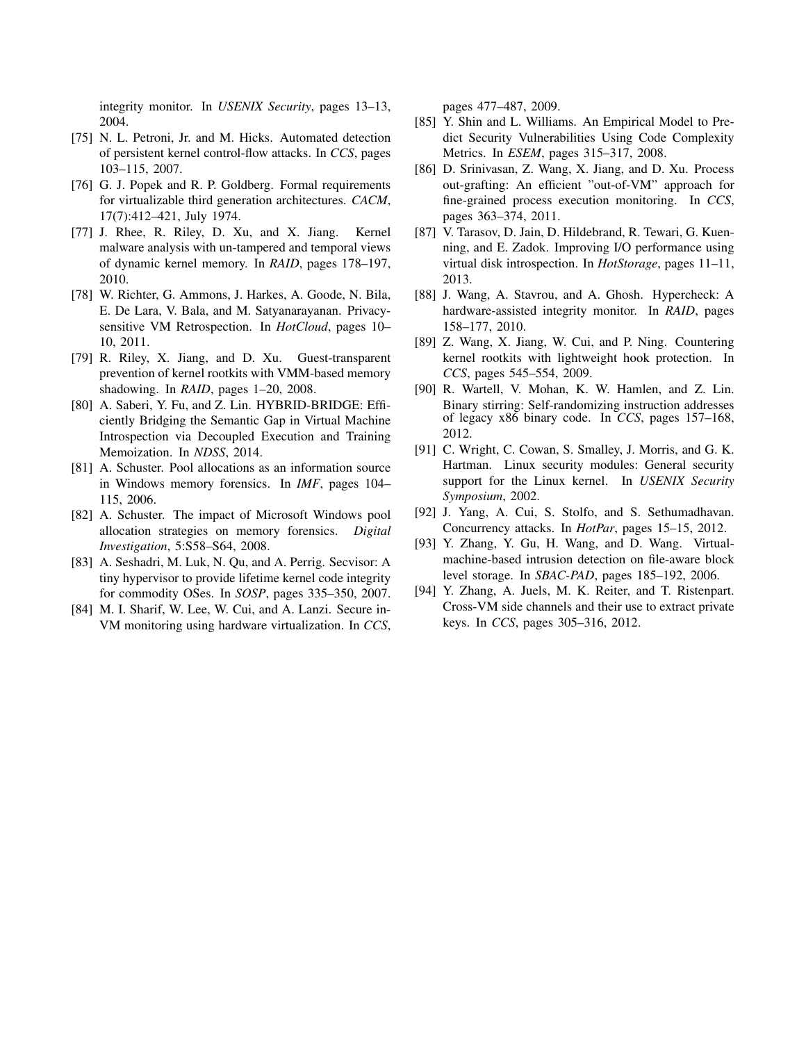integrity monitor. In *USENIX Security*, pages 13–13, 2004.

[75] N. L. Petroni, Jr. and M. Hicks. Automated detection of persistent kernel control-flow attacks. In *CCS*, pages 103–115, 2007.

[76] G. J. Popek and R. P. Goldberg. Formal requirements for virtualizable third generation architectures. *CACM*, 17(7):412–421, July 1974.

[77] J. Rhee, R. Riley, D. Xu, and X. Jiang. Kernel malware analysis with un-tampered and temporal views of dynamic kernel memory. In *RAID*, pages 178–197, 2010.

[78] W. Richter, G. Ammons, J. Harkes, A. Goode, N. Bila, E. De Lara, V. Bala, and M. Satyanarayanan. Privacy-sensitive VM Retrospection. In *HotCloud*, pages 10–10, 2011.

[79] R. Riley, X. Jiang, and D. Xu. Guest-transparent prevention of kernel rootkits with VMM-based memory shadowing. In *RAID*, pages 1–20, 2008.

[80] A. Saberi, Y. Fu, and Z. Lin. HYBRID-BRIDGE: Efficiently Bridging the Semantic Gap in Virtual Machine Introspection via Decoupled Execution and Training Memoization. In *NDSS*, 2014.

[81] A. Schuster. Pool allocations as an information source in Windows memory forensics. In *IMF*, pages 104–115, 2006.

[82] A. Schuster. The impact of Microsoft Windows pool allocation strategies on memory forensics. *Digital Investigation*, 5:S58–S64, 2008.

[83] A. Seshadri, M. Luk, N. Qu, and A. Perrig. Secvisor: A tiny hypervisor to provide lifetime kernel code integrity for commodity OSes. In *SOSP*, pages 335–350, 2007.

[84] M. I. Sharif, W. Lee, W. Cui, and A. Lanzi. Secure in-VM monitoring using hardware virtualization. In *CCS*, pages 477–487, 2009.

[85] Y. Shin and L. Williams. An Empirical Model to Predict Security Vulnerabilities Using Code Complexity Metrics. In *ESEM*, pages 315–317, 2008.

[86] D. Srinivasan, Z. Wang, X. Jiang, and D. Xu. Process out-grafting: An efficient "out-of-VM" approach for fine-grained process execution monitoring. In *CCS*, pages 363–374, 2011.

[87] V. Tarasov, D. Jain, D. Hildebrand, R. Tewari, G. Kuenning, and E. Zadok. Improving I/O performance using virtual disk introspection. In *HotStorage*, pages 11–11, 2013.

[88] J. Wang, A. Stavrou, and A. Ghosh. Hypercheck: A hardware-assisted integrity monitor. In *RAID*, pages 158–177, 2010.

[89] Z. Wang, X. Jiang, W. Cui, and P. Ning. Countering kernel rootkits with lightweight hook protection. In *CCS*, pages 545–554, 2009.

[90] R. Wartell, V. Mohan, K. W. Hamlen, and Z. Lin. Binary stirring: Self-randomizing instruction addresses of legacy x86 binary code. In *CCS*, pages 157–168, 2012.

[91] C. Wright, C. Cowan, S. Smalley, J. Morris, and G. K. Hartman. Linux security modules: General security support for the Linux kernel. In *USENIX Security Symposium*, 2002.

[92] J. Yang, A. Cui, S. Stolfo, and S. Sethumadhavan. Concurrency attacks. In *HotPar*, pages 15–15, 2012.

[93] Y. Zhang, Y. Gu, H. Wang, and D. Wang. Virtual-machine-based intrusion detection on file-aware block level storage. In *SBAC-PAD*, pages 185–192, 2006.

[94] Y. Zhang, A. Juels, M. K. Reiter, and T. Ristenpart. Cross-VM side channels and their use to extract private keys. In *CCS*, pages 305–316, 2012.